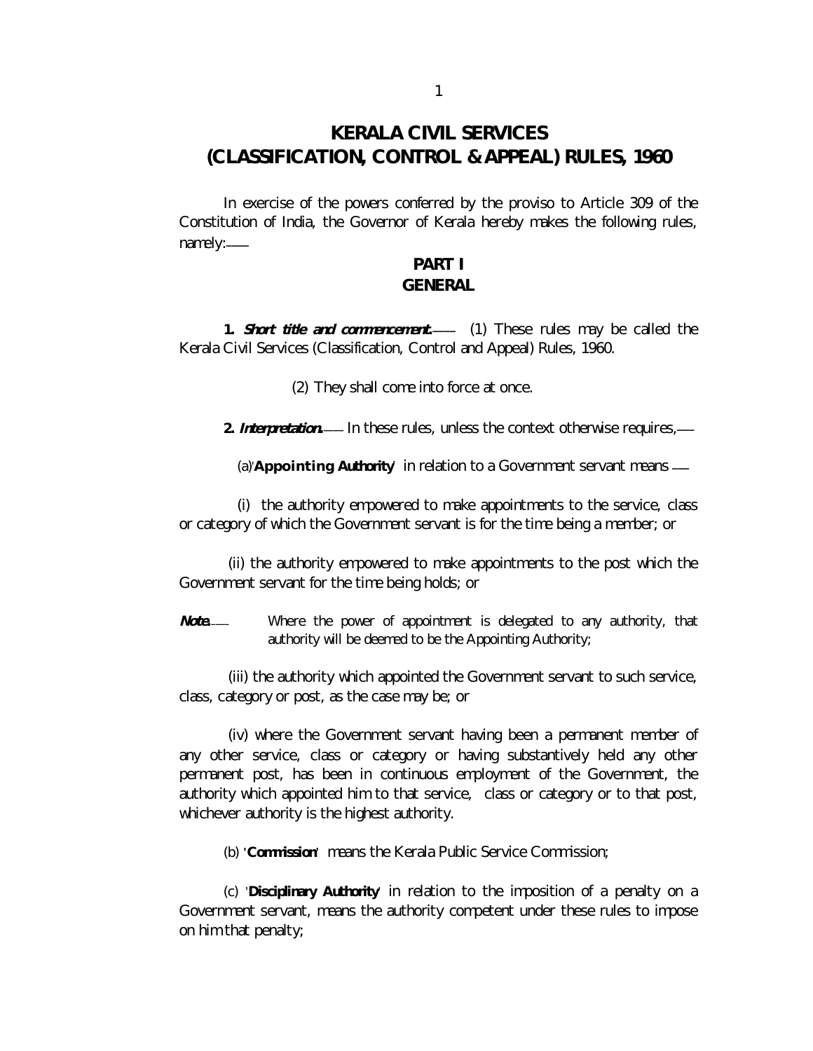# KERALA CIVIL SERVICES (CLASSIFICATION, CONTROL & APPEAL) RULES, 1960

In exercise of the powers conferred by the proviso to Article 309 of the Constitution of India, the Governor of Kerala hereby makes the following rules, namely:—

## PART I
## GENERAL

**1. *Short title and commencement.*—** (1) These rules may be called the Kerala Civil Services (Classification, Control and Appeal) Rules, 1960.

(2) They shall come into force at once.

**2. *Interpretation.*—** In these rules, unless the context otherwise requires,—

(a)'**Appointing Authority**' in relation to a Government servant means —

(i) the authority empowered to make appointments to the service, class or category of which the Government servant is for the time being a member; or

(ii) the authority empowered to make appointments to the post which the Government servant for the time being holds; or

***Note.*—** Where the power of appointment is delegated to any authority, that authority will be deemed to be the Appointing Authority;

(iii) the authority which appointed the Government servant to such service, class, category or post, as the case may be; or

(iv) where the Government servant having been a permanent member of any other service, class or category or having substantively held any other permanent post, has been in continuous employment of the Government, the authority which appointed him to that service, class or category or to that post, whichever authority is the highest authority.

(b) '**Commission**' means the Kerala Public Service Commission;

(c) '**Disciplinary Authority**' in relation to the imposition of a penalty on a Government servant, means the authority competent under these rules to impose on him that penalty;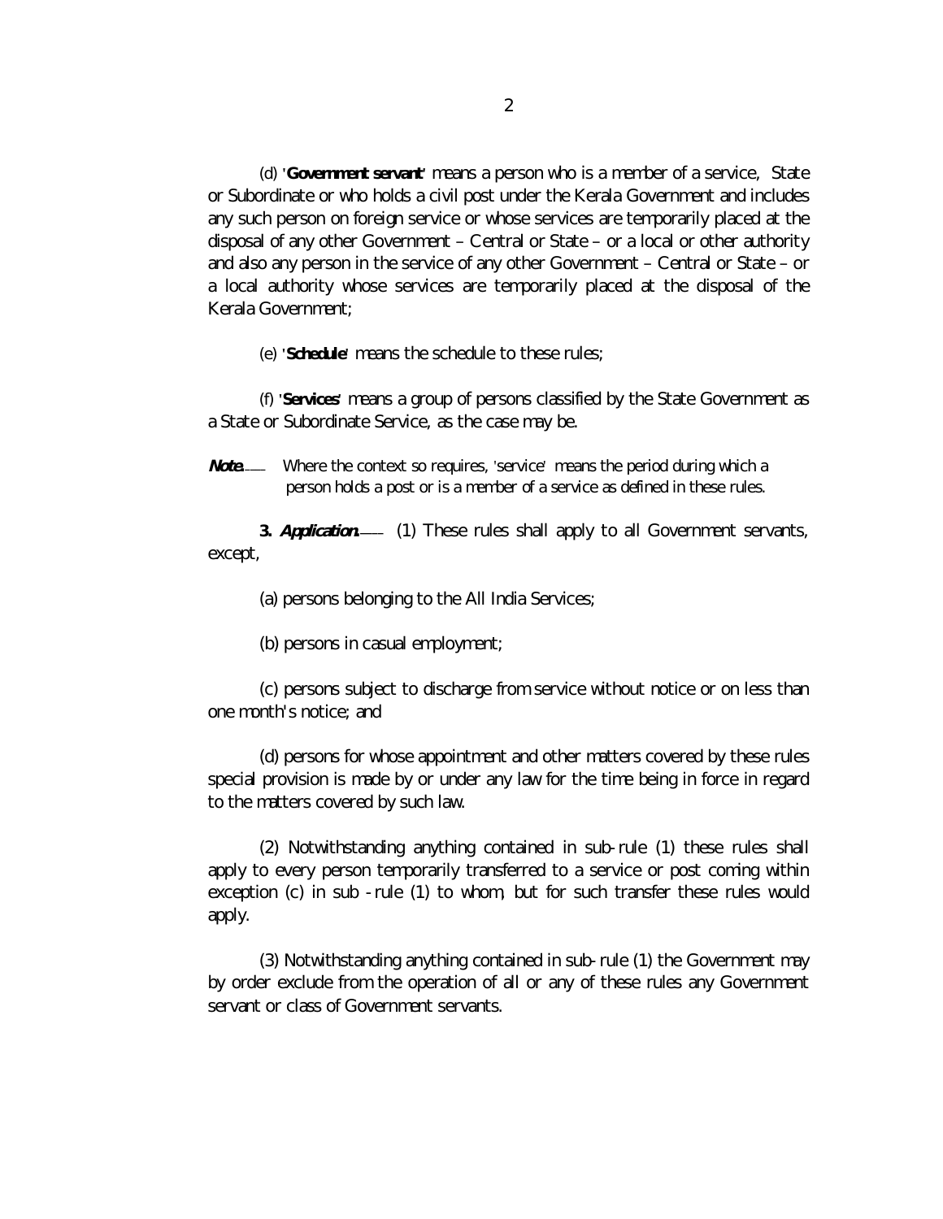(d) '**Government servant**' means a person who is a member of a service, State or Subordinate or who holds a civil post under the Kerala Government and includes any such person on foreign service or whose services are temporarily placed at the disposal of any other Government – Central or State – or a local or other authority and also any person in the service of any other Government – Central or State – or a local authority whose services are temporarily placed at the disposal of the Kerala Government;

(e) '**Schedule**' means the schedule to these rules;

(f) '**Services**' means a group of persons classified by the State Government as a State or Subordinate Service, as the case may be.

***Note***.—— Where the context so requires, 'service' means the period during which a person holds a post or is a member of a service as defined in these rules.

**3. *Application***.—— (1) These rules shall apply to all Government servants, except,

(a) persons belonging to the All India Services;

(b) persons in casual employment;

(c) persons subject to discharge from service without notice or on less than one month's notice; and

(d) persons for whose appointment and other matters covered by these rules special provision is made by or under any law for the time being in force in regard to the matters covered by such law.

(2) Notwithstanding anything contained in sub-rule (1) these rules shall apply to every person temporarily transferred to a service or post coming within exception (c) in sub -rule (1) to whom, but for such transfer these rules would apply.

(3) Notwithstanding anything contained in sub-rule (1) the Government may by order exclude from the operation of all or any of these rules any Government servant or class of Government servants.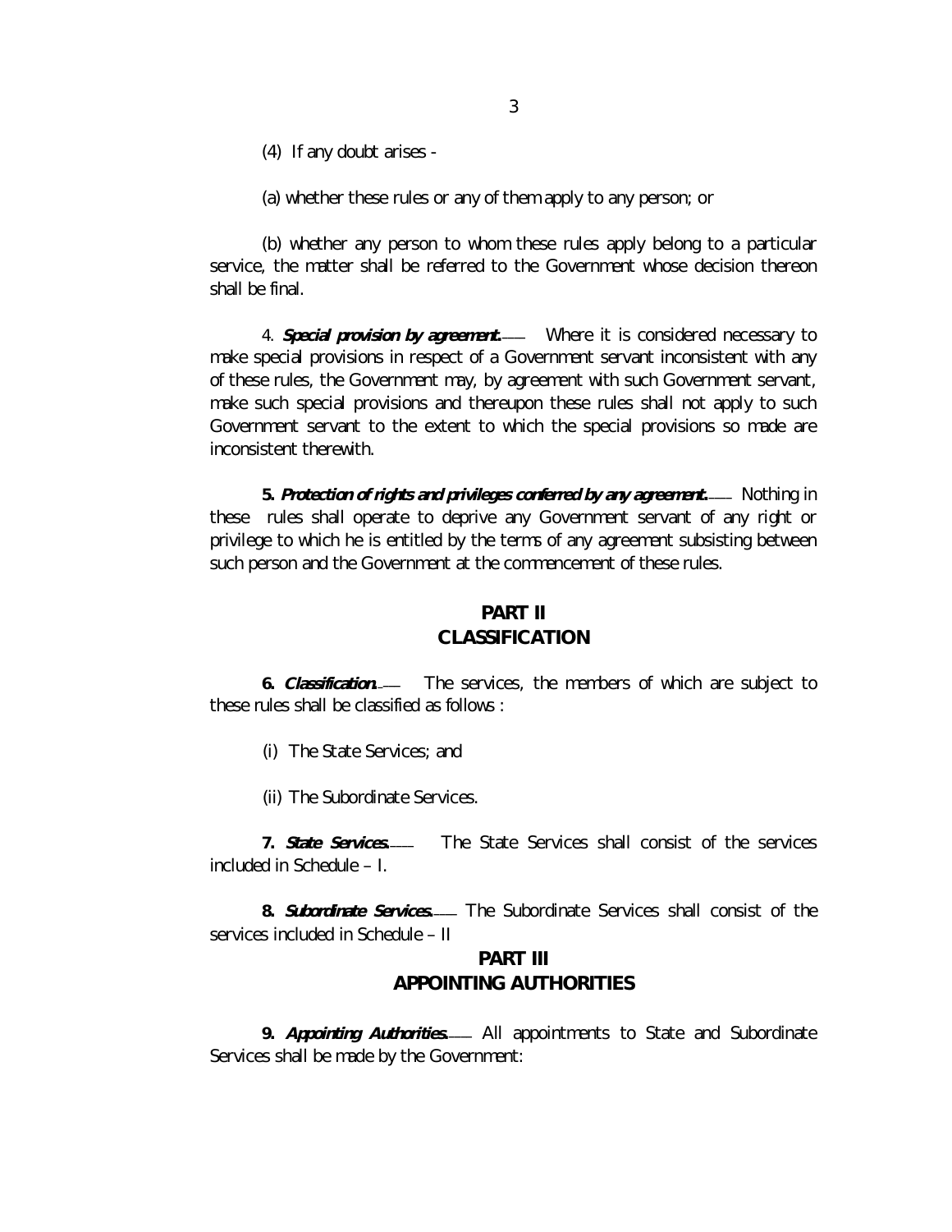(4) If any doubt arises -

(a) whether these rules or any of them apply to any person; or

(b) whether any person to whom these rules apply belong to a particular service, the matter shall be referred to the Government whose decision thereon shall be final.

4. ***Special provision by agreement.***— Where it is considered necessary to make special provisions in respect of a Government servant inconsistent with any of these rules, the Government may, by agreement with such Government servant, make such special provisions and thereupon these rules shall not apply to such Government servant to the extent to which the special provisions so made are inconsistent therewith.

**5. *Protection of rights and privileges conferred by any agreement.***— Nothing in these rules shall operate to deprive any Government servant of any right or privilege to which he is entitled by the terms of any agreement subsisting between such person and the Government at the commencement of these rules.

## PART II
## CLASSIFICATION

**6. *Classification.***— The services, the members of which are subject to these rules shall be classified as follows :

(i) The State Services; and

(ii) The Subordinate Services.

**7. *State Services.***— The State Services shall consist of the services included in Schedule – I.

**8. *Subordinate Services.***— The Subordinate Services shall consist of the services included in Schedule – II

## PART III
## APPOINTING AUTHORITIES

**9. *Appointing Authorities.***— All appointments to State and Subordinate Services shall be made by the Government: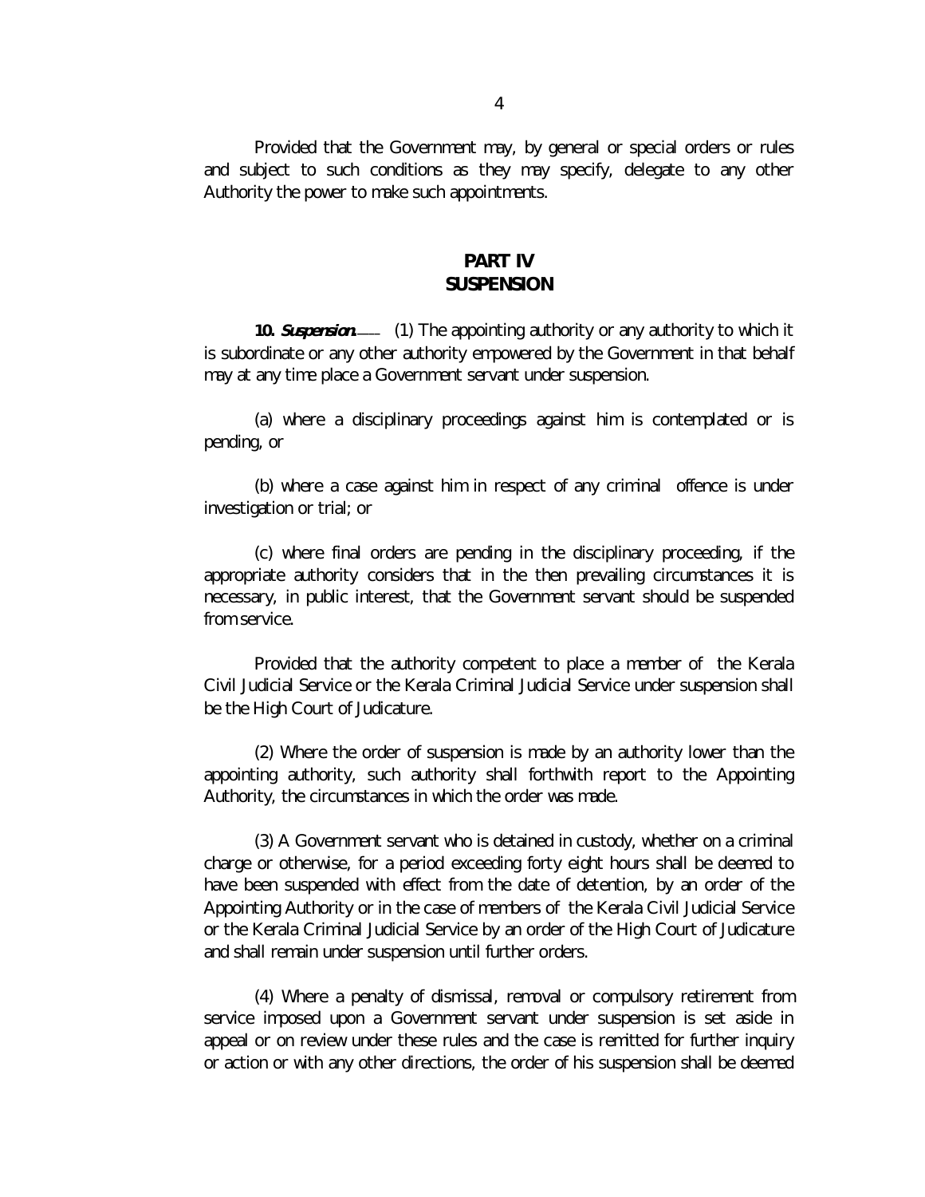Provided that the Government may, by general or special orders or rules and subject to such conditions as they may specify, delegate to any other Authority the power to make such appointments.

## PART IV
## SUSPENSION

**10. *Suspension.*——** (1) The appointing authority or any authority to which it is subordinate or any other authority empowered by the Government in that behalf may at any time place a Government servant under suspension.

(a) where a disciplinary proceedings against him is contemplated or is pending, or

(b) where a case against him in respect of any criminal offence is under investigation or trial; or

(c) where final orders are pending in the disciplinary proceeding, if the appropriate authority considers that in the then prevailing circumstances it is necessary, in public interest, that the Government servant should be suspended from service.

Provided that the authority competent to place a member of the Kerala Civil Judicial Service or the Kerala Criminal Judicial Service under suspension shall be the High Court of Judicature.

(2) Where the order of suspension is made by an authority lower than the appointing authority, such authority shall forthwith report to the Appointing Authority, the circumstances in which the order was made.

(3) A Government servant who is detained in custody, whether on a criminal charge or otherwise, for a period exceeding forty eight hours shall be deemed to have been suspended with effect from the date of detention, by an order of the Appointing Authority or in the case of members of the Kerala Civil Judicial Service or the Kerala Criminal Judicial Service by an order of the High Court of Judicature and shall remain under suspension until further orders.

(4) Where a penalty of dismissal, removal or compulsory retirement from service imposed upon a Government servant under suspension is set aside in appeal or on review under these rules and the case is remitted for further inquiry or action or with any other directions, the order of his suspension shall be deemed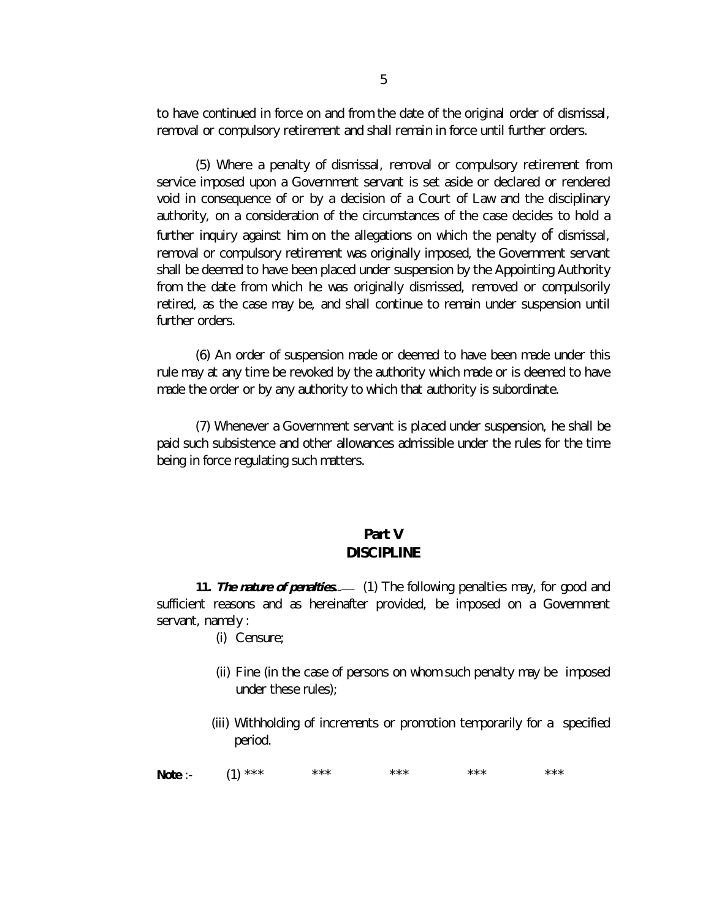to have continued in force on and from the date of the original order of dismissal, removal or compulsory retirement and shall remain in force until further orders.

(5) Where a penalty of dismissal, removal or compulsory retirement from service imposed upon a Government servant is set aside or declared or rendered void in consequence of or by a decision of a Court of Law and the disciplinary authority, on a consideration of the circumstances of the case decides to hold a further inquiry against him on the allegations on which the penalty of dismissal, removal or compulsory retirement was originally imposed, the Government servant shall be deemed to have been placed under suspension by the Appointing Authority from the date from which he was originally dismissed, removed or compulsorily retired, as the case may be, and shall continue to remain under suspension until further orders.

(6) An order of suspension made or deemed to have been made under this rule may at any time be revoked by the authority which made or is deemed to have made the order or by any authority to which that authority is subordinate.

(7) Whenever a Government servant is placed under suspension, he shall be paid such subsistence and other allowances admissible under the rules for the time being in force regulating such matters.

## Part V
## DISCIPLINE

**11. *The nature of penalties.*—** (1) The following penalties may, for good and sufficient reasons and as hereinafter provided, be imposed on a Government servant, namely :

(i) Censure;

(ii) Fine (in the case of persons on whom such penalty may be imposed under these rules);

(iii) Withholding of increments or promotion temporarily for a specified period.

**Note** :- (1) *** *** *** *** ***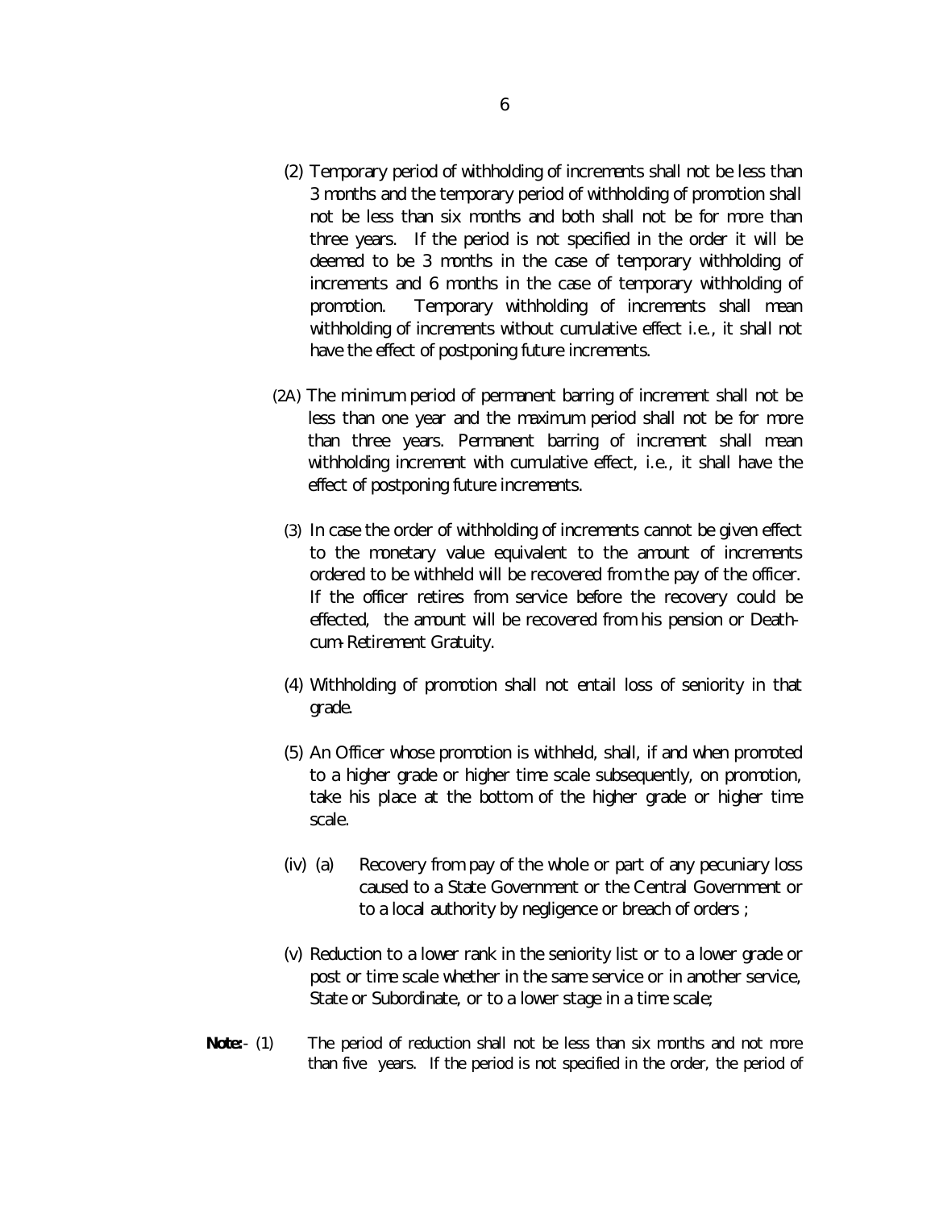(2) Temporary period of withholding of increments shall not be less than 3 months and the temporary period of withholding of promotion shall not be less than six months and both shall not be for more than three years. If the period is not specified in the order it will be deemed to be 3 months in the case of temporary withholding of increments and 6 months in the case of temporary withholding of promotion. Temporary withholding of increments shall mean withholding of increments without cumulative effect i.e., it shall not have the effect of postponing future increments.

(2A) The minimum period of permanent barring of increment shall not be less than one year and the maximum period shall not be for more than three years. Permanent barring of increment shall mean withholding increment with cumulative effect, i.e., it shall have the effect of postponing future increments.

(3) In case the order of withholding of increments cannot be given effect to the monetary value equivalent to the amount of increments ordered to be withheld will be recovered from the pay of the officer. If the officer retires from service before the recovery could be effected, the amount will be recovered from his pension or Death-cum-Retirement Gratuity.

(4) Withholding of promotion shall not entail loss of seniority in that grade.

(5) An Officer whose promotion is withheld, shall, if and when promoted to a higher grade or higher time scale subsequently, on promotion, take his place at the bottom of the higher grade or higher time scale.

(iv) (a) Recovery from pay of the whole or part of any pecuniary loss caused to a State Government or the Central Government or to a local authority by negligence or breach of orders ;

(v) Reduction to a lower rank in the seniority list or to a lower grade or post or time scale whether in the same service or in another service, State or Subordinate, or to a lower stage in a time scale;

**Note:**- (1) The period of reduction shall not be less than six months and not more than five years. If the period is not specified in the order, the period of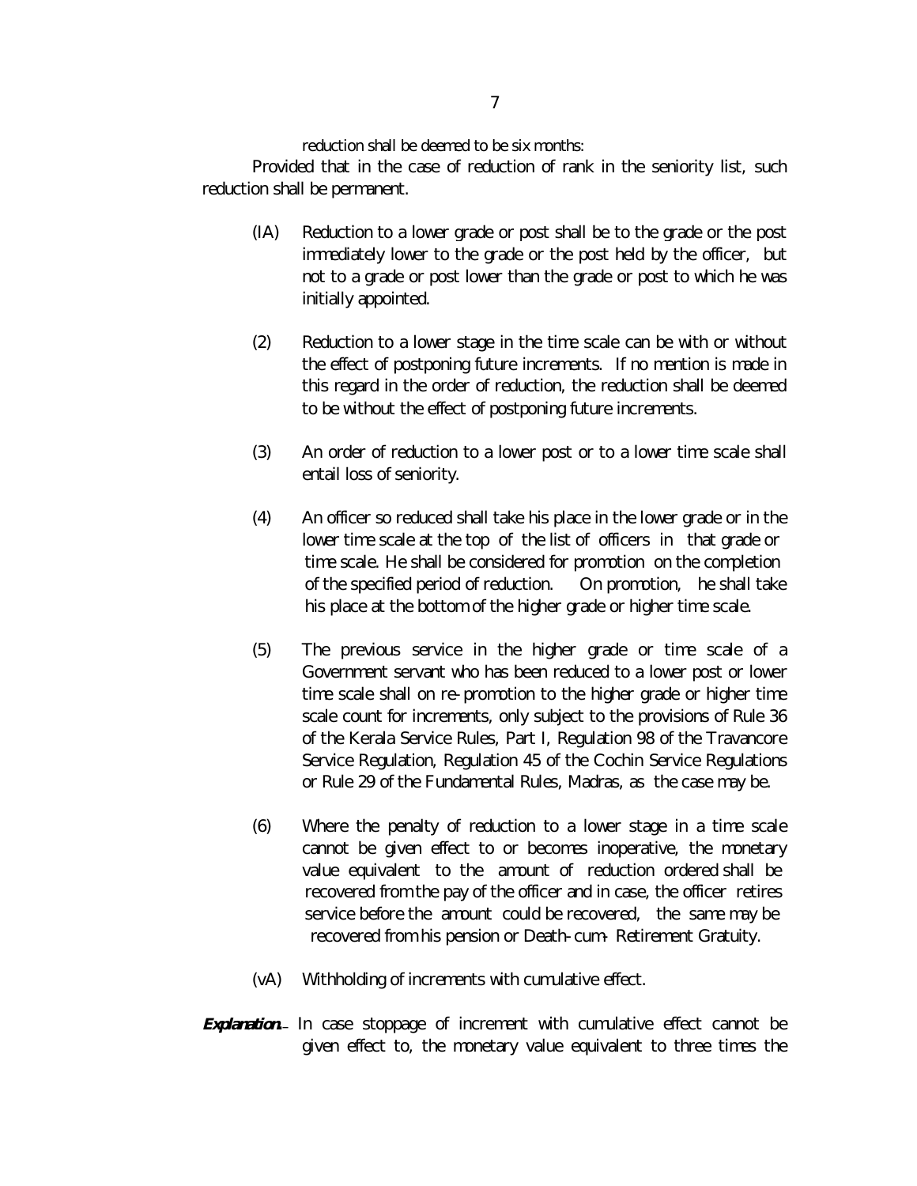reduction shall be deemed to be six months:

Provided that in the case of reduction of rank in the seniority list, such reduction shall be permanent.

(IA) Reduction to a lower grade or post shall be to the grade or the post immediately lower to the grade or the post held by the officer, but not to a grade or post lower than the grade or post to which he was initially appointed.

(2) Reduction to a lower stage in the time scale can be with or without the effect of postponing future increments. If no mention is made in this regard in the order of reduction, the reduction shall be deemed to be without the effect of postponing future increments.

(3) An order of reduction to a lower post or to a lower time scale shall entail loss of seniority.

(4) An officer so reduced shall take his place in the lower grade or in the lower time scale at the top of the list of officers in that grade or time scale. He shall be considered for promotion on the completion of the specified period of reduction. On promotion, he shall take his place at the bottom of the higher grade or higher time scale.

(5) The previous service in the higher grade or time scale of a Government servant who has been reduced to a lower post or lower time scale shall on re-promotion to the higher grade or higher time scale count for increments, only subject to the provisions of Rule 36 of the Kerala Service Rules, Part I, Regulation 98 of the Travancore Service Regulation, Regulation 45 of the Cochin Service Regulations or Rule 29 of the Fundamental Rules, Madras, as the case may be.

(6) Where the penalty of reduction to a lower stage in a time scale cannot be given effect to or becomes inoperative, the monetary value equivalent to the amount of reduction ordered shall be recovered from the pay of the officer and in case, the officer retires service before the amount could be recovered, the same may be recovered from his pension or Death-cum- Retirement Gratuity.

(vA) Withholding of increments with cumulative effect.

***Explanation.***— In case stoppage of increment with cumulative effect cannot be given effect to, the monetary value equivalent to three times the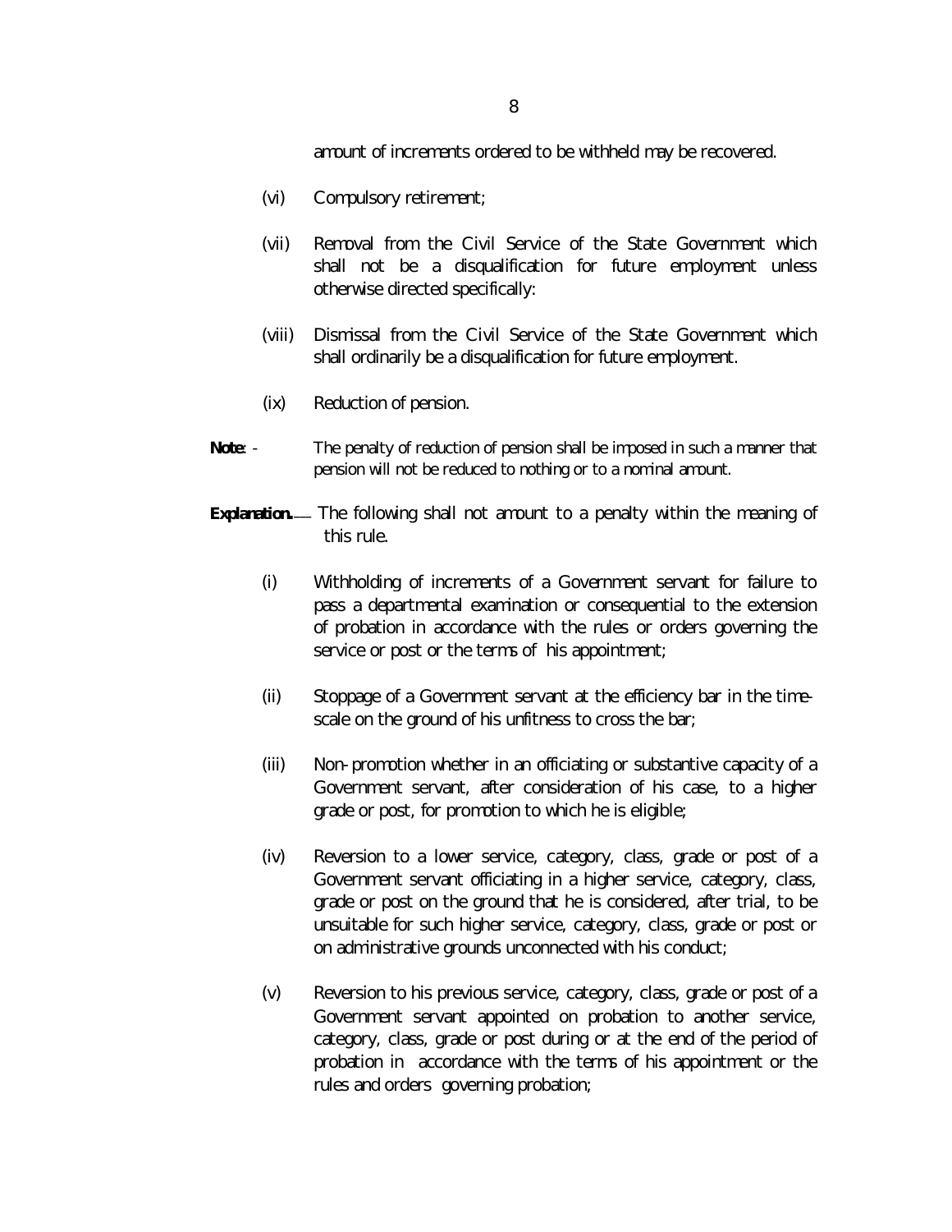amount of increments ordered to be withheld may be recovered.

(vi) Compulsory retirement;

(vii) Removal from the Civil Service of the State Government which shall not be a disqualification for future employment unless otherwise directed specifically:

(viii) Dismissal from the Civil Service of the State Government which shall ordinarily be a disqualification for future employment.

(ix) Reduction of pension.

**Note**: - The penalty of reduction of pension shall be imposed in such a manner that pension will not be reduced to nothing or to a nominal amount.

**Explanation.**— The following shall not amount to a penalty within the meaning of this rule.

(i) Withholding of increments of a Government servant for failure to pass a departmental examination or consequential to the extension of probation in accordance with the rules or orders governing the service or post or the terms of his appointment;

(ii) Stoppage of a Government servant at the efficiency bar in the time-scale on the ground of his unfitness to cross the bar;

(iii) Non-promotion whether in an officiating or substantive capacity of a Government servant, after consideration of his case, to a higher grade or post, for promotion to which he is eligible;

(iv) Reversion to a lower service, category, class, grade or post of a Government servant officiating in a higher service, category, class, grade or post on the ground that he is considered, after trial, to be unsuitable for such higher service, category, class, grade or post or on administrative grounds unconnected with his conduct;

(v) Reversion to his previous service, category, class, grade or post of a Government servant appointed on probation to another service, category, class, grade or post during or at the end of the period of probation in accordance with the terms of his appointment or the rules and orders governing probation;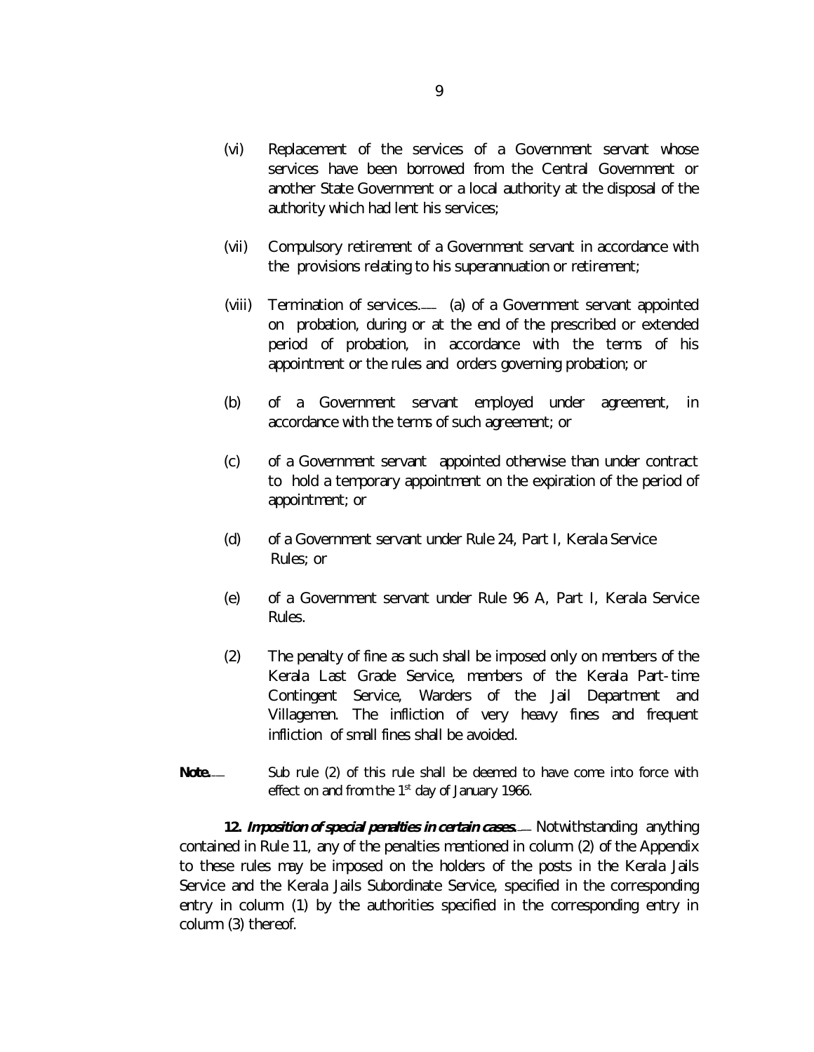(vi) Replacement of the services of a Government servant whose services have been borrowed from the Central Government or another State Government or a local authority at the disposal of the authority which had lent his services;

(vii) Compulsory retirement of a Government servant in accordance with the provisions relating to his superannuation or retirement;

(viii) Termination of services.— (a) of a Government servant appointed on probation, during or at the end of the prescribed or extended period of probation, in accordance with the terms of his appointment or the rules and orders governing probation; or

(b) of a Government servant employed under agreement, in accordance with the terms of such agreement; or

(c) of a Government servant appointed otherwise than under contract to hold a temporary appointment on the expiration of the period of appointment; or

(d) of a Government servant under Rule 24, Part I, Kerala Service Rules; or

(e) of a Government servant under Rule 96 A, Part I, Kerala Service Rules.

(2) The penalty of fine as such shall be imposed only on members of the Kerala Last Grade Service, members of the Kerala Part-time Contingent Service, Warders of the Jail Department and Villagemen. The infliction of very heavy fines and frequent infliction of small fines shall be avoided.

**Note.**— Sub rule (2) of this rule shall be deemed to have come into force with effect on and from the 1st day of January 1966.

**12. *Imposition of special penalties in certain cases.*—** Notwithstanding anything contained in Rule 11, any of the penalties mentioned in column (2) of the Appendix to these rules may be imposed on the holders of the posts in the Kerala Jails Service and the Kerala Jails Subordinate Service, specified in the corresponding entry in column (1) by the authorities specified in the corresponding entry in column (3) thereof.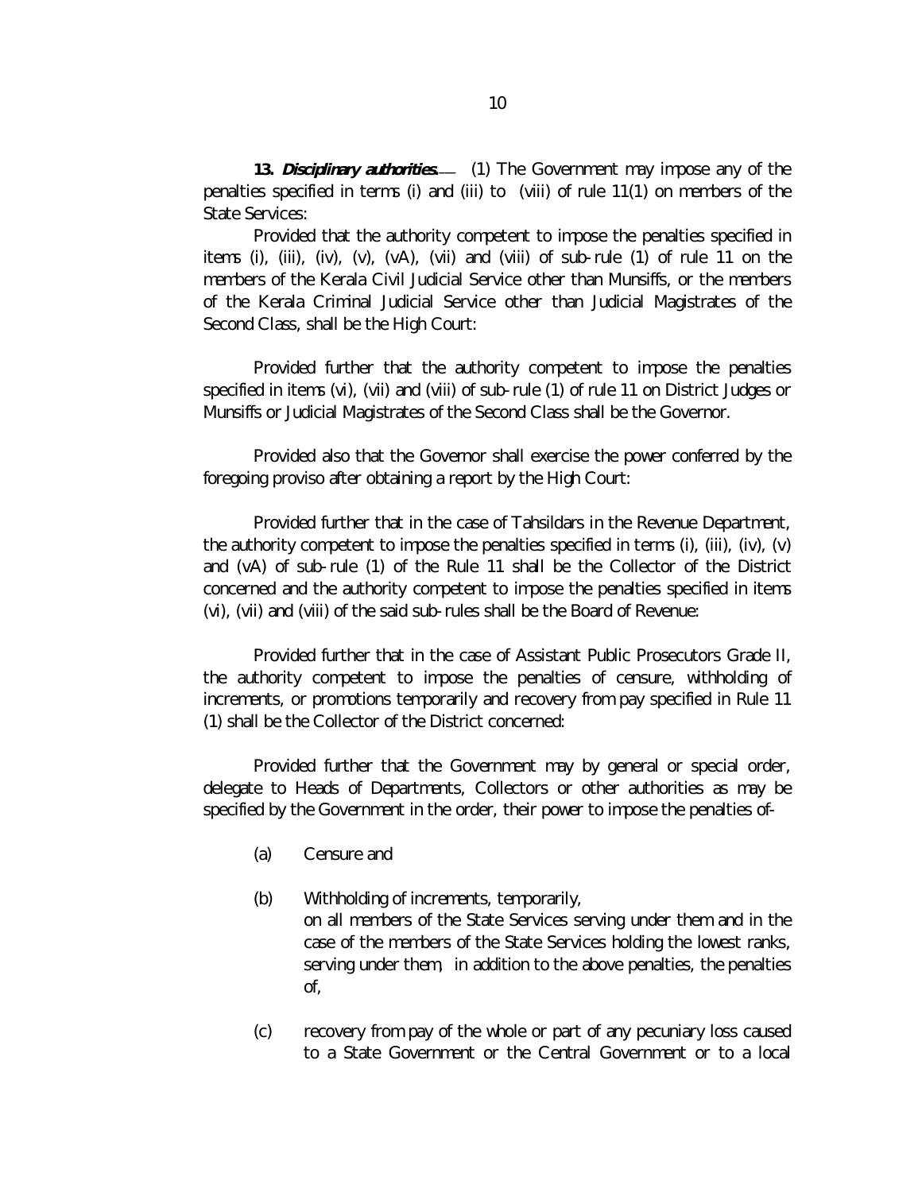**13. *Disciplinary authorities.*—** (1) The Government may impose any of the penalties specified in terms (i) and (iii) to (viii) of rule 11(1) on members of the State Services:

Provided that the authority competent to impose the penalties specified in items (i), (iii), (iv), (v), (vA), (vii) and (viii) of sub-rule (1) of rule 11 on the members of the Kerala Civil Judicial Service other than Munsiffs, or the members of the Kerala Criminal Judicial Service other than Judicial Magistrates of the Second Class, shall be the High Court:

Provided further that the authority competent to impose the penalties specified in items (vi), (vii) and (viii) of sub-rule (1) of rule 11 on District Judges or Munsiffs or Judicial Magistrates of the Second Class shall be the Governor.

Provided also that the Governor shall exercise the power conferred by the foregoing proviso after obtaining a report by the High Court:

Provided further that in the case of Tahsildars in the Revenue Department, the authority competent to impose the penalties specified in terms (i), (iii), (iv), (v) and (vA) of sub-rule (1) of the Rule 11 shall be the Collector of the District concerned and the authority competent to impose the penalties specified in items (vi), (vii) and (viii) of the said sub-rules shall be the Board of Revenue:

Provided further that in the case of Assistant Public Prosecutors Grade II, the authority competent to impose the penalties of censure, withholding of increments, or promotions temporarily and recovery from pay specified in Rule 11 (1) shall be the Collector of the District concerned:

Provided further that the Government may by general or special order, delegate to Heads of Departments, Collectors or other authorities as may be specified by the Government in the order, their power to impose the penalties of-

(a) Censure and

(b) Withholding of increments, temporarily,
on all members of the State Services serving under them and in the case of the members of the State Services holding the lowest ranks, serving under them, in addition to the above penalties, the penalties of,

(c) recovery from pay of the whole or part of any pecuniary loss caused to a State Government or the Central Government or to a local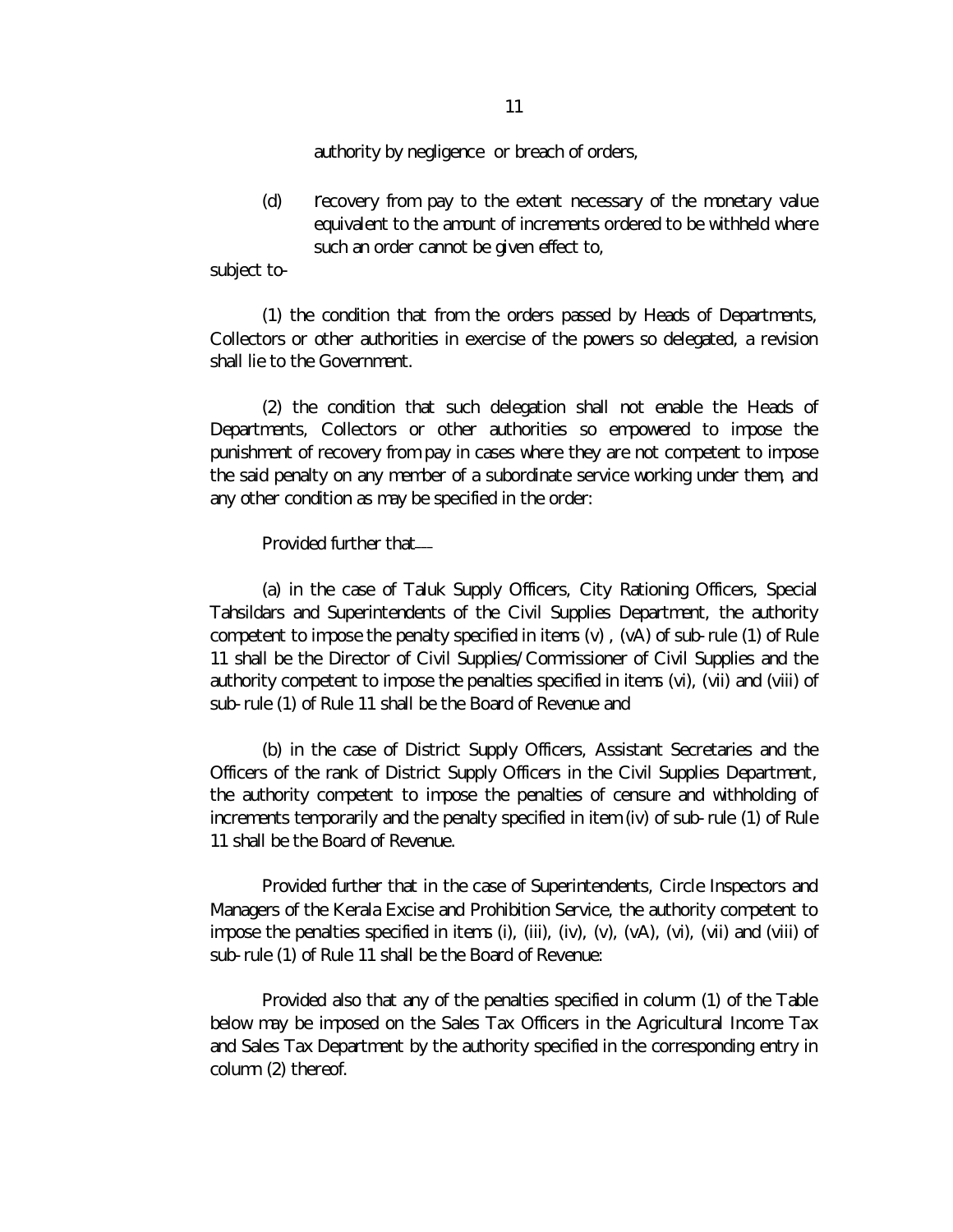authority by negligence or breach of orders,

(d) recovery from pay to the extent necessary of the monetary value equivalent to the amount of increments ordered to be withheld where such an order cannot be given effect to,

subject to-

(1) the condition that from the orders passed by Heads of Departments, Collectors or other authorities in exercise of the powers so delegated, a revision shall lie to the Government.

(2) the condition that such delegation shall not enable the Heads of Departments, Collectors or other authorities so empowered to impose the punishment of recovery from pay in cases where they are not competent to impose the said penalty on any member of a subordinate service working under them, and any other condition as may be specified in the order:

Provided further that—

(a) in the case of Taluk Supply Officers, City Rationing Officers, Special Tahsildars and Superintendents of the Civil Supplies Department, the authority competent to impose the penalty specified in items (v) , (vA) of sub-rule (1) of Rule 11 shall be the Director of Civil Supplies/Commissioner of Civil Supplies and the authority competent to impose the penalties specified in items (vi), (vii) and (viii) of sub-rule (1) of Rule 11 shall be the Board of Revenue and

(b) in the case of District Supply Officers, Assistant Secretaries and the Officers of the rank of District Supply Officers in the Civil Supplies Department, the authority competent to impose the penalties of censure and withholding of increments temporarily and the penalty specified in item (iv) of sub-rule (1) of Rule 11 shall be the Board of Revenue.

Provided further that in the case of Superintendents, Circle Inspectors and Managers of the Kerala Excise and Prohibition Service, the authority competent to impose the penalties specified in items (i), (iii), (iv), (v), (vA), (vi), (vii) and (viii) of sub-rule (1) of Rule 11 shall be the Board of Revenue:

Provided also that any of the penalties specified in column (1) of the Table below may be imposed on the Sales Tax Officers in the Agricultural Income Tax and Sales Tax Department by the authority specified in the corresponding entry in column (2) thereof.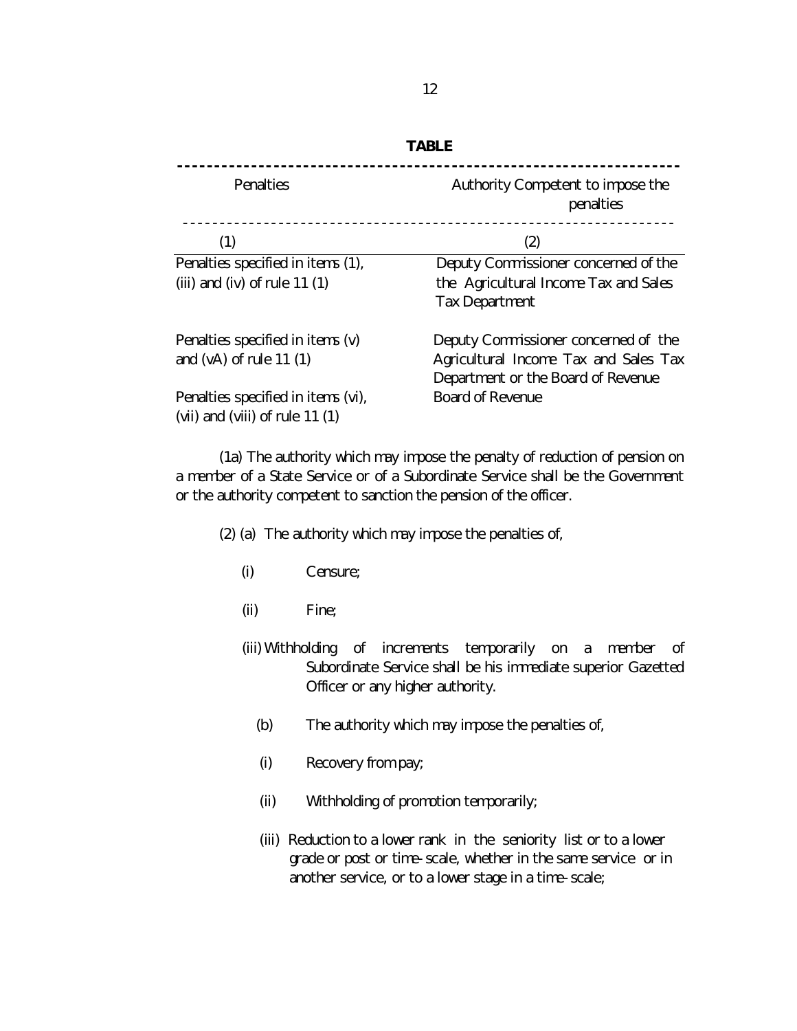**TABLE**

| Penalties | Authority Competent to impose the penalties |
|---|---|
| (1) | (2) |
| Penalties specified in items (1), (iii) and (iv) of rule 11 (1) | Deputy Commissioner concerned of the the Agricultural Income Tax and Sales Tax Department |
| Penalties specified in items (v) and (vA) of rule 11 (1) | Deputy Commissioner concerned of the Agricultural Income Tax and Sales Tax Department or the Board of Revenue |
| Penalties specified in items (vi), (vii) and (viii) of rule 11 (1) | Board of Revenue |

(1a) The authority which may impose the penalty of reduction of pension on a member of a State Service or of a Subordinate Service shall be the Government or the authority competent to sanction the pension of the officer.

(2) (a) The authority which may impose the penalties of,

(i) Censure;

(ii) Fine;

(iii) Withholding of increments temporarily on a member of Subordinate Service shall be his immediate superior Gazetted Officer or any higher authority.

(b) The authority which may impose the penalties of,

(i) Recovery from pay;

(ii) Withholding of promotion temporarily;

(iii) Reduction to a lower rank in the seniority list or to a lower grade or post or time-scale, whether in the same service or in another service, or to a lower stage in a time-scale;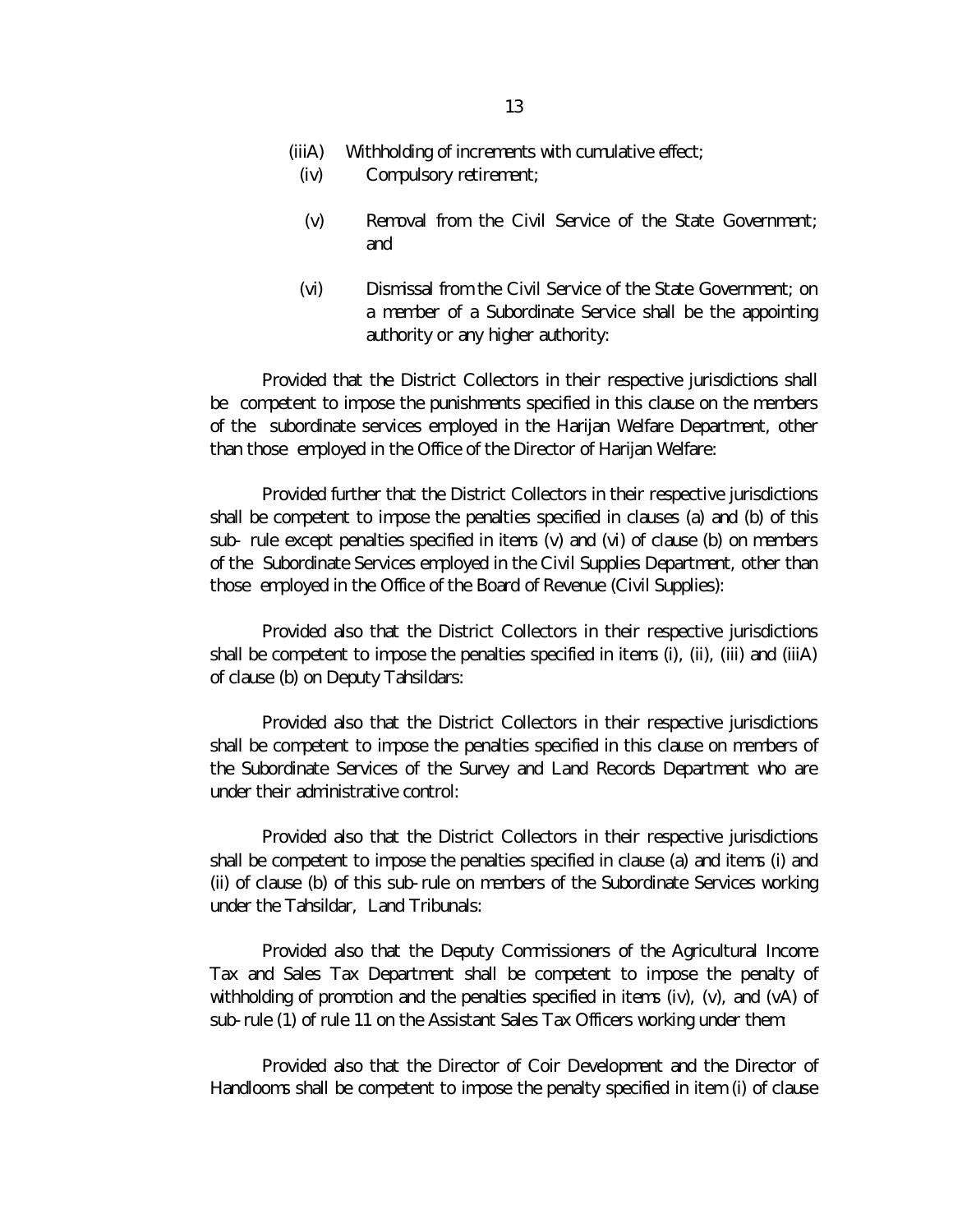(iiiA) Withholding of increments with cumulative effect;

(iv) Compulsory retirement;

(v) Removal from the Civil Service of the State Government; and

(vi) Dismissal from the Civil Service of the State Government; on a member of a Subordinate Service shall be the appointing authority or any higher authority:

Provided that the District Collectors in their respective jurisdictions shall be competent to impose the punishments specified in this clause on the members of the subordinate services employed in the Harijan Welfare Department, other than those employed in the Office of the Director of Harijan Welfare:

Provided further that the District Collectors in their respective jurisdictions shall be competent to impose the penalties specified in clauses (a) and (b) of this sub- rule except penalties specified in items (v) and (vi) of clause (b) on members of the Subordinate Services employed in the Civil Supplies Department, other than those employed in the Office of the Board of Revenue (Civil Supplies):

Provided also that the District Collectors in their respective jurisdictions shall be competent to impose the penalties specified in items (i), (ii), (iii) and (iiiA) of clause (b) on Deputy Tahsildars:

Provided also that the District Collectors in their respective jurisdictions shall be competent to impose the penalties specified in this clause on members of the Subordinate Services of the Survey and Land Records Department who are under their administrative control:

Provided also that the District Collectors in their respective jurisdictions shall be competent to impose the penalties specified in clause (a) and items (i) and (ii) of clause (b) of this sub-rule on members of the Subordinate Services working under the Tahsildar, Land Tribunals:

Provided also that the Deputy Commissioners of the Agricultural Income Tax and Sales Tax Department shall be competent to impose the penalty of withholding of promotion and the penalties specified in items (iv), (v), and (vA) of sub-rule (1) of rule 11 on the Assistant Sales Tax Officers working under them:

Provided also that the Director of Coir Development and the Director of Handlooms shall be competent to impose the penalty specified in item (i) of clause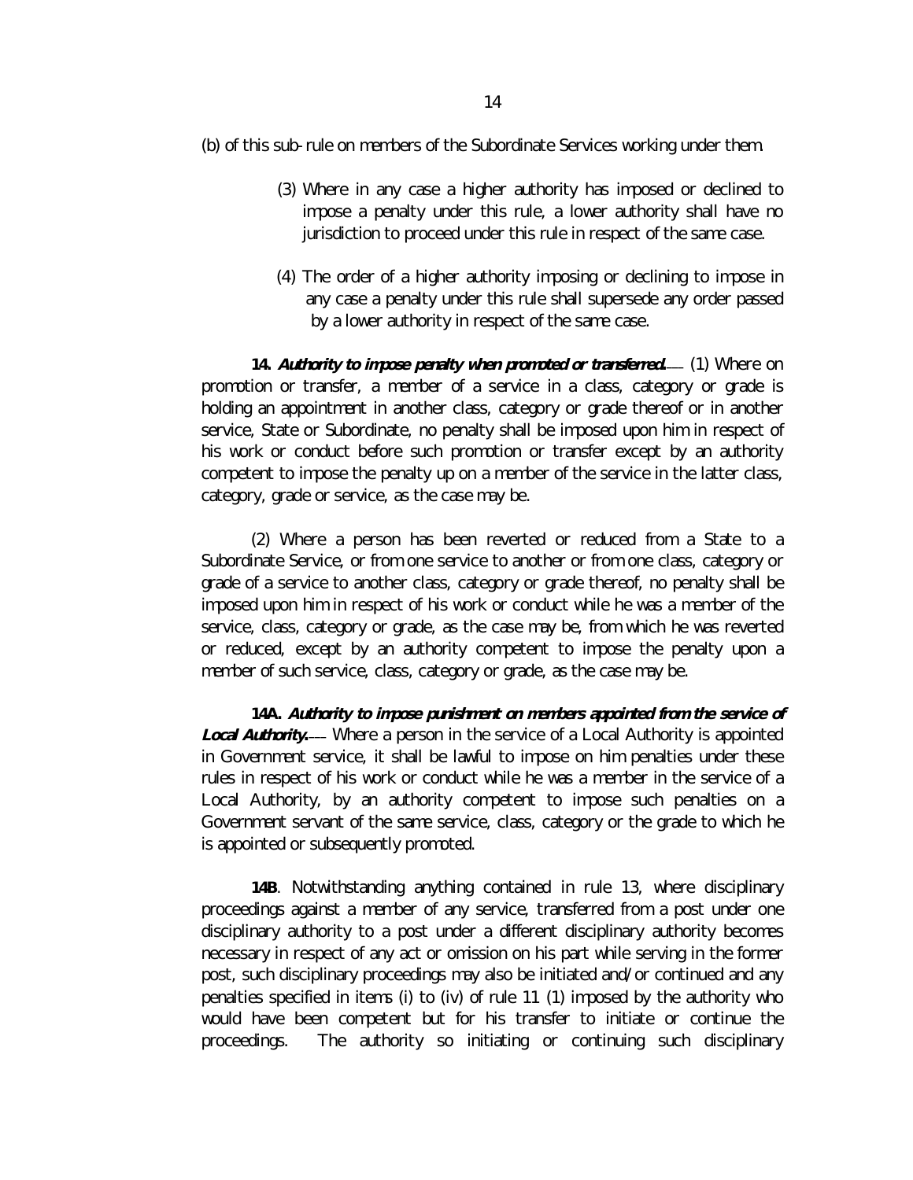(b) of this sub-rule on members of the Subordinate Services working under them.

(3) Where in any case a higher authority has imposed or declined to impose a penalty under this rule, a lower authority shall have no jurisdiction to proceed under this rule in respect of the same case.

(4) The order of a higher authority imposing or declining to impose in any case a penalty under this rule shall supersede any order passed by a lower authority in respect of the same case.

**14. *Authority to impose penalty when promoted or transferred.*—** (1) Where on promotion or transfer, a member of a service in a class, category or grade is holding an appointment in another class, category or grade thereof or in another service, State or Subordinate, no penalty shall be imposed upon him in respect of his work or conduct before such promotion or transfer except by an authority competent to impose the penalty up on a member of the service in the latter class, category, grade or service, as the case may be.

(2) Where a person has been reverted or reduced from a State to a Subordinate Service, or from one service to another or from one class, category or grade of a service to another class, category or grade thereof, no penalty shall be imposed upon him in respect of his work or conduct while he was a member of the service, class, category or grade, as the case may be, from which he was reverted or reduced, except by an authority competent to impose the penalty upon a member of such service, class, category or grade, as the case may be.

**14A. *Authority to impose punishment on members appointed from the service of Local Authority.*—** Where a person in the service of a Local Authority is appointed in Government service, it shall be lawful to impose on him penalties under these rules in respect of his work or conduct while he was a member in the service of a Local Authority, by an authority competent to impose such penalties on a Government servant of the same service, class, category or the grade to which he is appointed or subsequently promoted.

**14B**. Notwithstanding anything contained in rule 13, where disciplinary proceedings against a member of any service, transferred from a post under one disciplinary authority to a post under a different disciplinary authority becomes necessary in respect of any act or omission on his part while serving in the former post, such disciplinary proceedings may also be initiated and/or continued and any penalties specified in items (i) to (iv) of rule 11 (1) imposed by the authority who would have been competent but for his transfer to initiate or continue the proceedings. The authority so initiating or continuing such disciplinary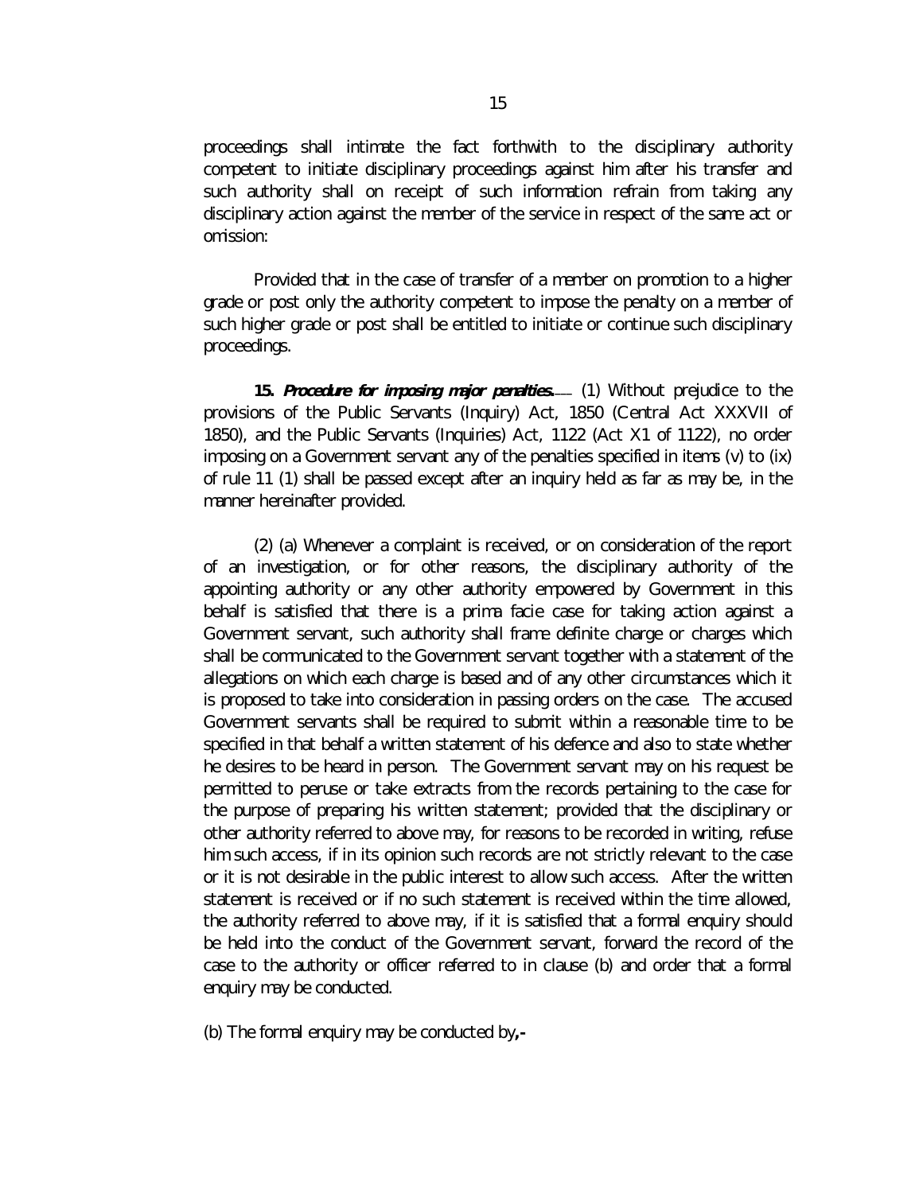proceedings shall intimate the fact forthwith to the disciplinary authority competent to initiate disciplinary proceedings against him after his transfer and such authority shall on receipt of such information refrain from taking any disciplinary action against the member of the service in respect of the same act or omission:

Provided that in the case of transfer of a member on promotion to a higher grade or post only the authority competent to impose the penalty on a member of such higher grade or post shall be entitled to initiate or continue such disciplinary proceedings.

**15. *Procedure for imposing major penalties.*__** (1) Without prejudice to the provisions of the Public Servants (Inquiry) Act, 1850 (Central Act XXXVII of 1850), and the Public Servants (Inquiries) Act, 1122 (Act X1 of 1122), no order imposing on a Government servant any of the penalties specified in items (v) to (ix) of rule 11 (1) shall be passed except after an inquiry held as far as may be, in the manner hereinafter provided.

(2) (a) Whenever a complaint is received, or on consideration of the report of an investigation, or for other reasons, the disciplinary authority of the appointing authority or any other authority empowered by Government in this behalf is satisfied that there is a prima facie case for taking action against a Government servant, such authority shall frame definite charge or charges which shall be communicated to the Government servant together with a statement of the allegations on which each charge is based and of any other circumstances which it is proposed to take into consideration in passing orders on the case. The accused Government servants shall be required to submit within a reasonable time to be specified in that behalf a written statement of his defence and also to state whether he desires to be heard in person. The Government servant may on his request be permitted to peruse or take extracts from the records pertaining to the case for the purpose of preparing his written statement; provided that the disciplinary or other authority referred to above may, for reasons to be recorded in writing, refuse him such access, if in its opinion such records are not strictly relevant to the case or it is not desirable in the public interest to allow such access. After the written statement is received or if no such statement is received within the time allowed, the authority referred to above may, if it is satisfied that a formal enquiry should be held into the conduct of the Government servant, forward the record of the case to the authority or officer referred to in clause (b) and order that a formal enquiry may be conducted.

(b) The formal enquiry may be conducted by,-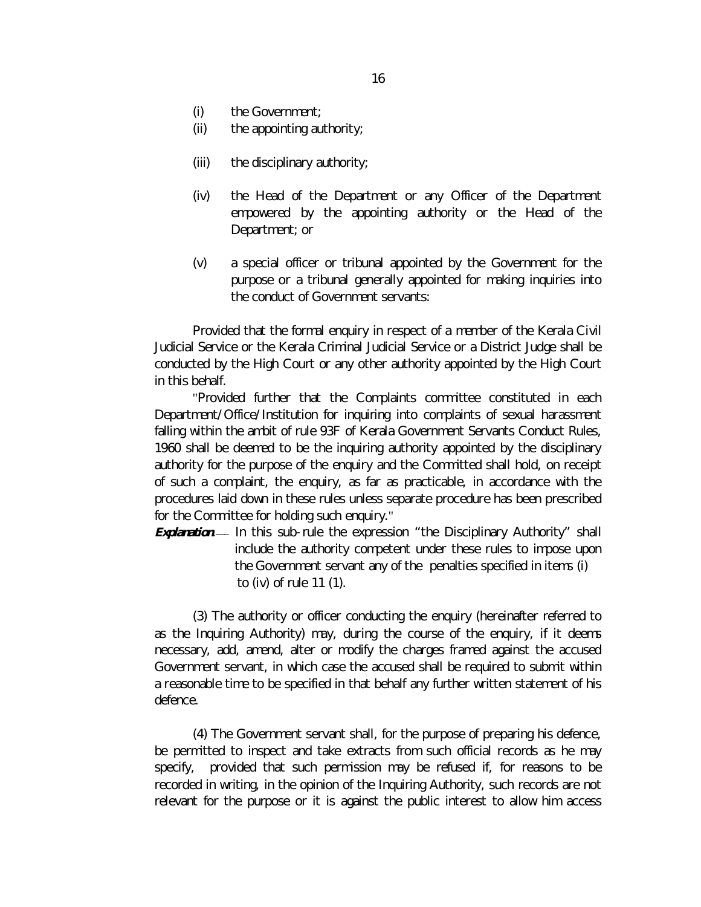(i) the Government;

(ii) the appointing authority;

(iii) the disciplinary authority;

(iv) the Head of the Department or any Officer of the Department empowered by the appointing authority or the Head of the Department; or

(v) a special officer or tribunal appointed by the Government for the purpose or a tribunal generally appointed for making inquiries into the conduct of Government servants:

Provided that the formal enquiry in respect of a member of the Kerala Civil Judicial Service or the Kerala Criminal Judicial Service or a District Judge shall be conducted by the High Court or any other authority appointed by the High Court in this behalf.

"Provided further that the Complaints committee constituted in each Department/Office/Institution for inquiring into complaints of sexual harassment falling within the ambit of rule 93F of Kerala Government Servants Conduct Rules, 1960 shall be deemed to be the inquiring authority appointed by the disciplinary authority for the purpose of the enquiry and the Committed shall hold, on receipt of such a complaint, the enquiry, as far as practicable, in accordance with the procedures laid down in these rules unless separate procedure has been prescribed for the Committee for holding such enquiry."

***Explanation*** — In this sub-rule the expression "the Disciplinary Authority" shall include the authority competent under these rules to impose upon the Government servant any of the penalties specified in items (i) to (iv) of rule 11 (1).

(3) The authority or officer conducting the enquiry (hereinafter referred to as the Inquiring Authority) may, during the course of the enquiry, if it deems necessary, add, amend, alter or modify the charges framed against the accused Government servant, in which case the accused shall be required to submit within a reasonable time to be specified in that behalf any further written statement of his defence.

(4) The Government servant shall, for the purpose of preparing his defence, be permitted to inspect and take extracts from such official records as he may specify, provided that such permission may be refused if, for reasons to be recorded in writing, in the opinion of the Inquiring Authority, such records are not relevant for the purpose or it is against the public interest to allow him access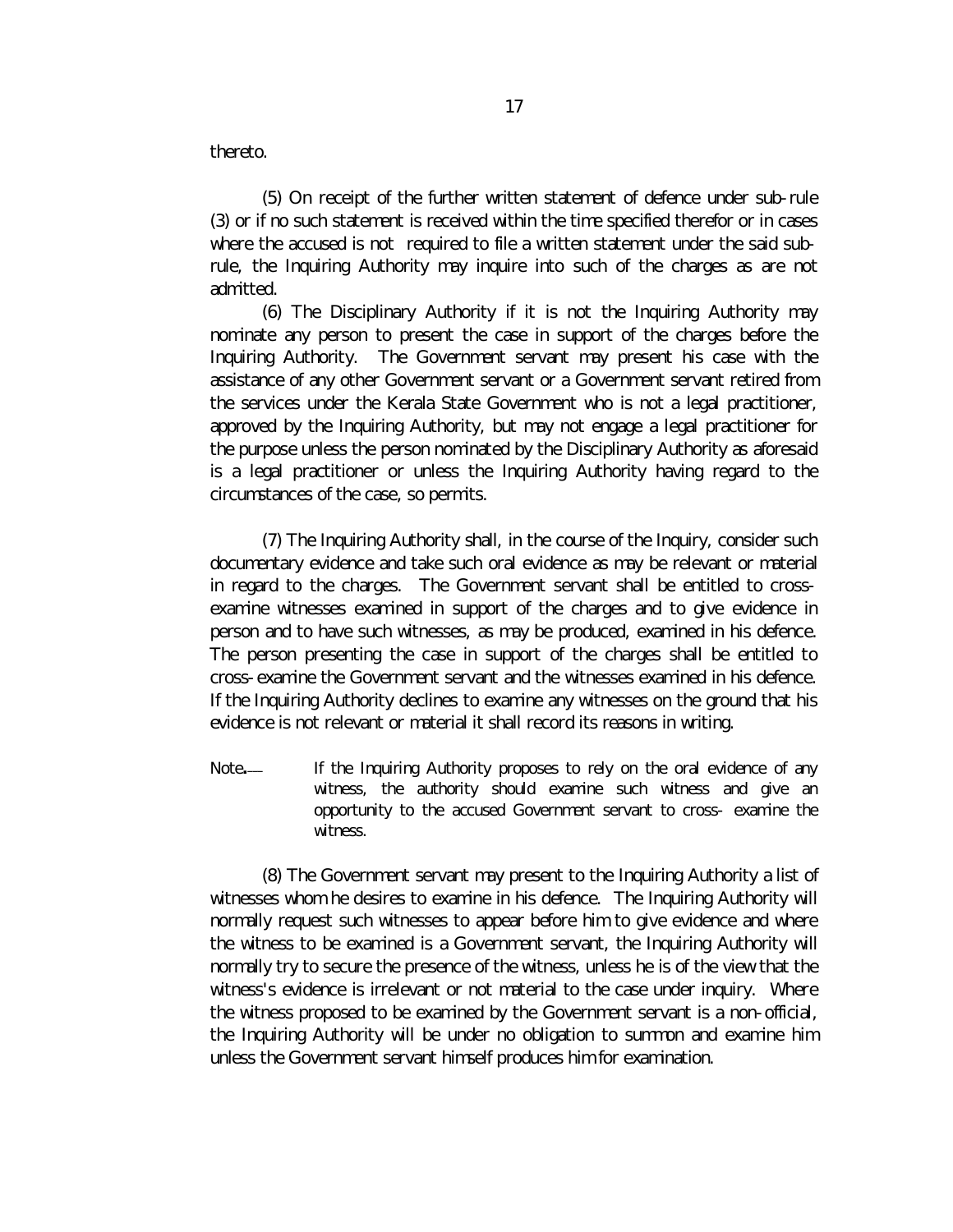thereto.

(5) On receipt of the further written statement of defence under sub-rule (3) or if no such statement is received within the time specified therefor or in cases where the accused is not required to file a written statement under the said sub-rule, the Inquiring Authority may inquire into such of the charges as are not admitted.

(6) The Disciplinary Authority if it is not the Inquiring Authority may nominate any person to present the case in support of the charges before the Inquiring Authority. The Government servant may present his case with the assistance of any other Government servant or a Government servant retired from the services under the Kerala State Government who is not a legal practitioner, approved by the Inquiring Authority, but may not engage a legal practitioner for the purpose unless the person nominated by the Disciplinary Authority as aforesaid is a legal practitioner or unless the Inquiring Authority having regard to the circumstances of the case, so permits.

(7) The Inquiring Authority shall, in the course of the Inquiry, consider such documentary evidence and take such oral evidence as may be relevant or material in regard to the charges. The Government servant shall be entitled to cross-examine witnesses examined in support of the charges and to give evidence in person and to have such witnesses, as may be produced, examined in his defence. The person presenting the case in support of the charges shall be entitled to cross-examine the Government servant and the witnesses examined in his defence. If the Inquiring Authority declines to examine any witnesses on the ground that his evidence is not relevant or material it shall record its reasons in writing.

Note.— If the Inquiring Authority proposes to rely on the oral evidence of any witness, the authority should examine such witness and give an opportunity to the accused Government servant to cross- examine the witness.

(8) The Government servant may present to the Inquiring Authority a list of witnesses whom he desires to examine in his defence. The Inquiring Authority will normally request such witnesses to appear before him to give evidence and where the witness to be examined is a Government servant, the Inquiring Authority will normally try to secure the presence of the witness, unless he is of the view that the witness's evidence is irrelevant or not material to the case under inquiry. Where the witness proposed to be examined by the Government servant is a non-official, the Inquiring Authority will be under no obligation to summon and examine him unless the Government servant himself produces him for examination.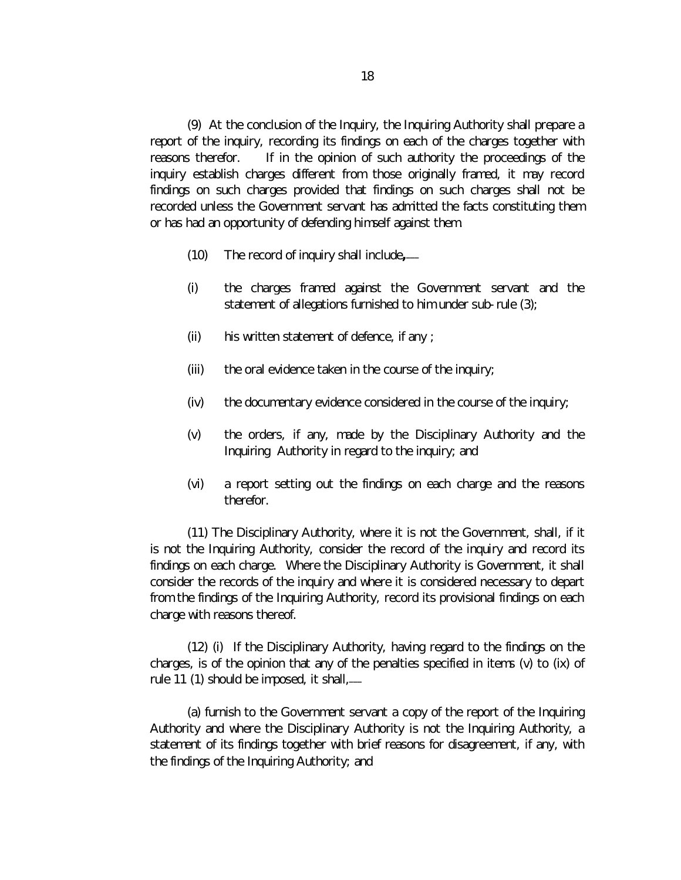(9) At the conclusion of the Inquiry, the Inquiring Authority shall prepare a report of the inquiry, recording its findings on each of the charges together with reasons therefor. If in the opinion of such authority the proceedings of the inquiry establish charges different from those originally framed, it may record findings on such charges provided that findings on such charges shall not be recorded unless the Government servant has admitted the facts constituting them or has had an opportunity of defending himself against them.

(10) The record of inquiry shall include,—

(i) the charges framed against the Government servant and the statement of allegations furnished to him under sub-rule (3);

(ii) his written statement of defence, if any ;

(iii) the oral evidence taken in the course of the inquiry;

(iv) the documentary evidence considered in the course of the inquiry;

(v) the orders, if any, made by the Disciplinary Authority and the Inquiring Authority in regard to the inquiry; and

(vi) a report setting out the findings on each charge and the reasons therefor.

(11) The Disciplinary Authority, where it is not the Government, shall, if it is not the Inquiring Authority, consider the record of the inquiry and record its findings on each charge. Where the Disciplinary Authority is Government, it shall consider the records of the inquiry and where it is considered necessary to depart from the findings of the Inquiring Authority, record its provisional findings on each charge with reasons thereof.

(12) (i) If the Disciplinary Authority, having regard to the findings on the charges, is of the opinion that any of the penalties specified in items (v) to (ix) of rule 11 (1) should be imposed, it shall,—

(a) furnish to the Government servant a copy of the report of the Inquiring Authority and where the Disciplinary Authority is not the Inquiring Authority, a statement of its findings together with brief reasons for disagreement, if any, with the findings of the Inquiring Authority; and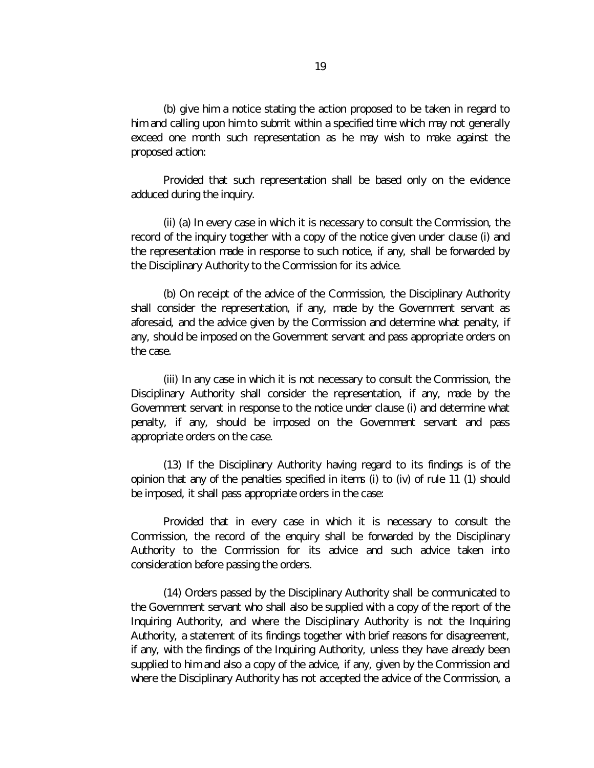(b) give him a notice stating the action proposed to be taken in regard to him and calling upon him to submit within a specified time which may not generally exceed one month such representation as he may wish to make against the proposed action:

Provided that such representation shall be based only on the evidence adduced during the inquiry.

(ii) (a) In every case in which it is necessary to consult the Commission, the record of the inquiry together with a copy of the notice given under clause (i) and the representation made in response to such notice, if any, shall be forwarded by the Disciplinary Authority to the Commission for its advice.

(b) On receipt of the advice of the Commission, the Disciplinary Authority shall consider the representation, if any, made by the Government servant as aforesaid, and the advice given by the Commission and determine what penalty, if any, should be imposed on the Government servant and pass appropriate orders on the case.

(iii) In any case in which it is not necessary to consult the Commission, the Disciplinary Authority shall consider the representation, if any, made by the Government servant in response to the notice under clause (i) and determine what penalty, if any, should be imposed on the Government servant and pass appropriate orders on the case.

(13) If the Disciplinary Authority having regard to its findings is of the opinion that any of the penalties specified in items (i) to (iv) of rule 11 (1) should be imposed, it shall pass appropriate orders in the case:

Provided that in every case in which it is necessary to consult the Commission, the record of the enquiry shall be forwarded by the Disciplinary Authority to the Commission for its advice and such advice taken into consideration before passing the orders.

(14) Orders passed by the Disciplinary Authority shall be communicated to the Government servant who shall also be supplied with a copy of the report of the Inquiring Authority, and where the Disciplinary Authority is not the Inquiring Authority, a statement of its findings together with brief reasons for disagreement, if any, with the findings of the Inquiring Authority, unless they have already been supplied to him and also a copy of the advice, if any, given by the Commission and where the Disciplinary Authority has not accepted the advice of the Commission, a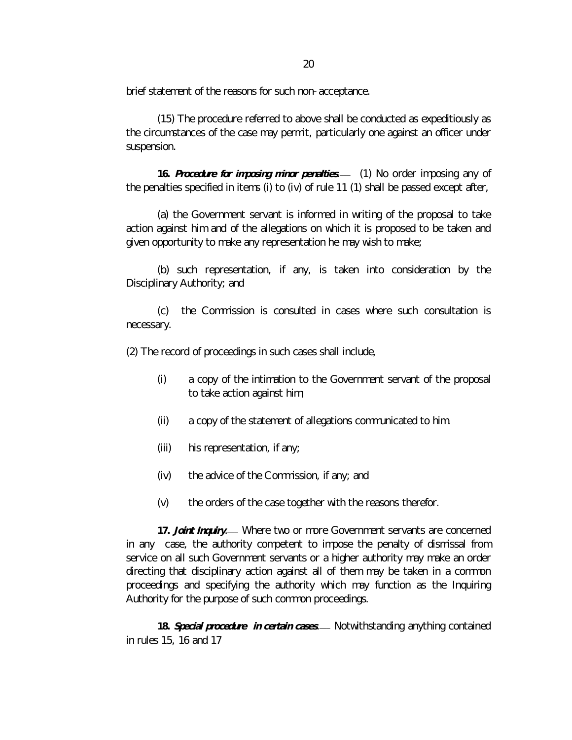brief statement of the reasons for such non-acceptance.

(15) The procedure referred to above shall be conducted as expeditiously as the circumstances of the case may permit, particularly one against an officer under suspension.

**16. *Procedure for imposing minor penalties*.**— (1) No order imposing any of the penalties specified in items (i) to (iv) of rule 11 (1) shall be passed except after,

(a) the Government servant is informed in writing of the proposal to take action against him and of the allegations on which it is proposed to be taken and given opportunity to make any representation he may wish to make;

(b) such representation, if any, is taken into consideration by the Disciplinary Authority; and

(c) the Commission is consulted in cases where such consultation is necessary.

(2) The record of proceedings in such cases shall include,

- (i) a copy of the intimation to the Government servant of the proposal to take action against him;
- (ii) a copy of the statement of allegations communicated to him.
- (iii) his representation, if any;
- (iv) the advice of the Commission, if any; and
- (v) the orders of the case together with the reasons therefor.

**17. *Joint Inquiry*.**— Where two or more Government servants are concerned in any case, the authority competent to impose the penalty of dismissal from service on all such Government servants or a higher authority may make an order directing that disciplinary action against all of them may be taken in a common proceedings and specifying the authority which may function as the Inquiring Authority for the purpose of such common proceedings.

**18. *Special procedure in certain cases*.**— Notwithstanding anything contained in rules 15, 16 and 17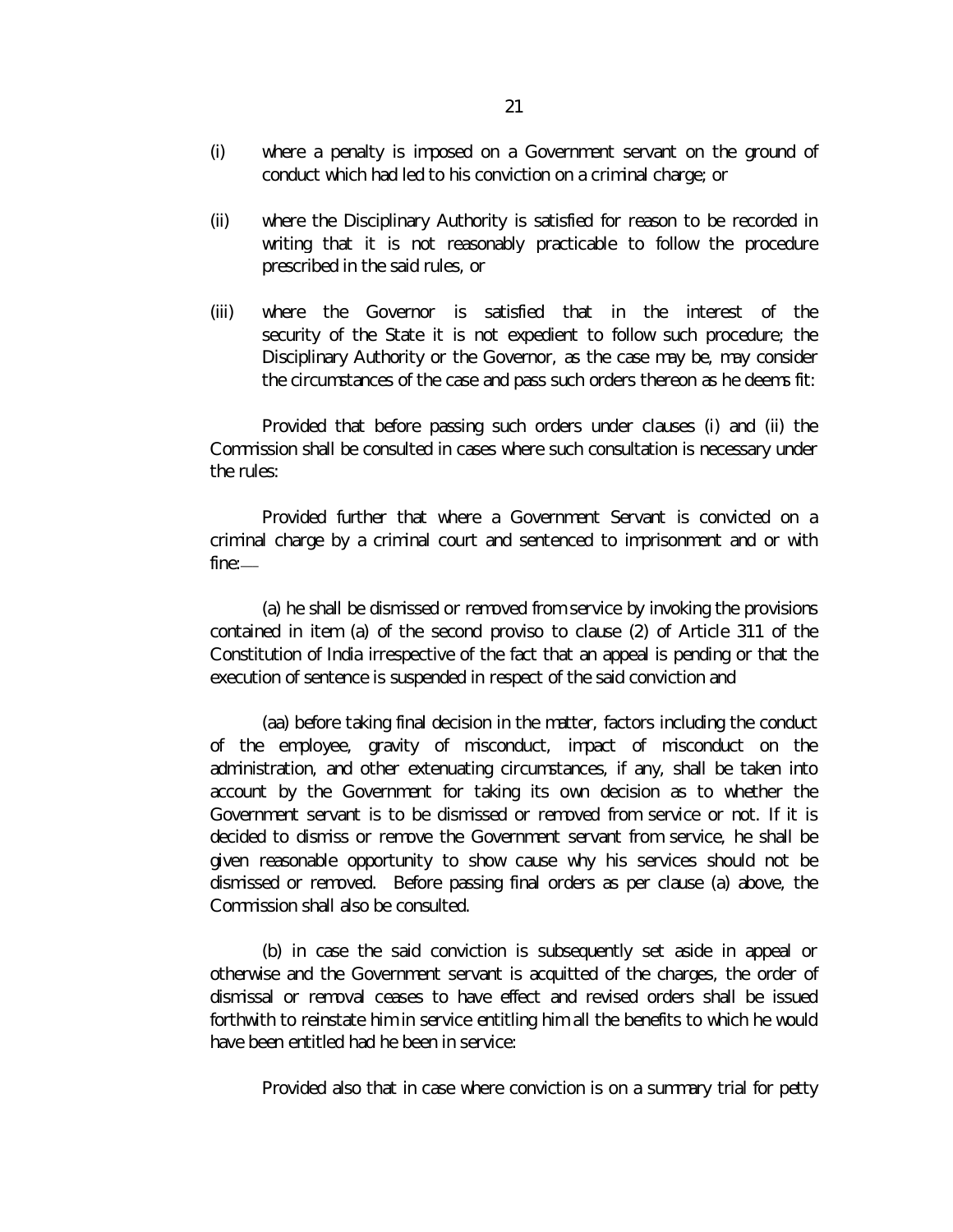(i) where a penalty is imposed on a Government servant on the ground of conduct which had led to his conviction on a criminal charge; or

(ii) where the Disciplinary Authority is satisfied for reason to be recorded in writing that it is not reasonably practicable to follow the procedure prescribed in the said rules, or

(iii) where the Governor is satisfied that in the interest of the security of the State it is not expedient to follow such procedure; the Disciplinary Authority or the Governor, as the case may be, may consider the circumstances of the case and pass such orders thereon as he deems fit:

Provided that before passing such orders under clauses (i) and (ii) the Commission shall be consulted in cases where such consultation is necessary under the rules:

Provided further that where a Government Servant is convicted on a criminal charge by a criminal court and sentenced to imprisonment and or with fine:—

(a) he shall be dismissed or removed from service by invoking the provisions contained in item (a) of the second proviso to clause (2) of Article 311 of the Constitution of India irrespective of the fact that an appeal is pending or that the execution of sentence is suspended in respect of the said conviction and

(aa) before taking final decision in the matter, factors including the conduct of the employee, gravity of misconduct, impact of misconduct on the administration, and other extenuating circumstances, if any, shall be taken into account by the Government for taking its own decision as to whether the Government servant is to be dismissed or removed from service or not. If it is decided to dismiss or remove the Government servant from service, he shall be given reasonable opportunity to show cause why his services should not be dismissed or removed. Before passing final orders as per clause (a) above, the Commission shall also be consulted.

(b) in case the said conviction is subsequently set aside in appeal or otherwise and the Government servant is acquitted of the charges, the order of dismissal or removal ceases to have effect and revised orders shall be issued forthwith to reinstate him in service entitling him all the benefits to which he would have been entitled had he been in service:

Provided also that in case where conviction is on a summary trial for petty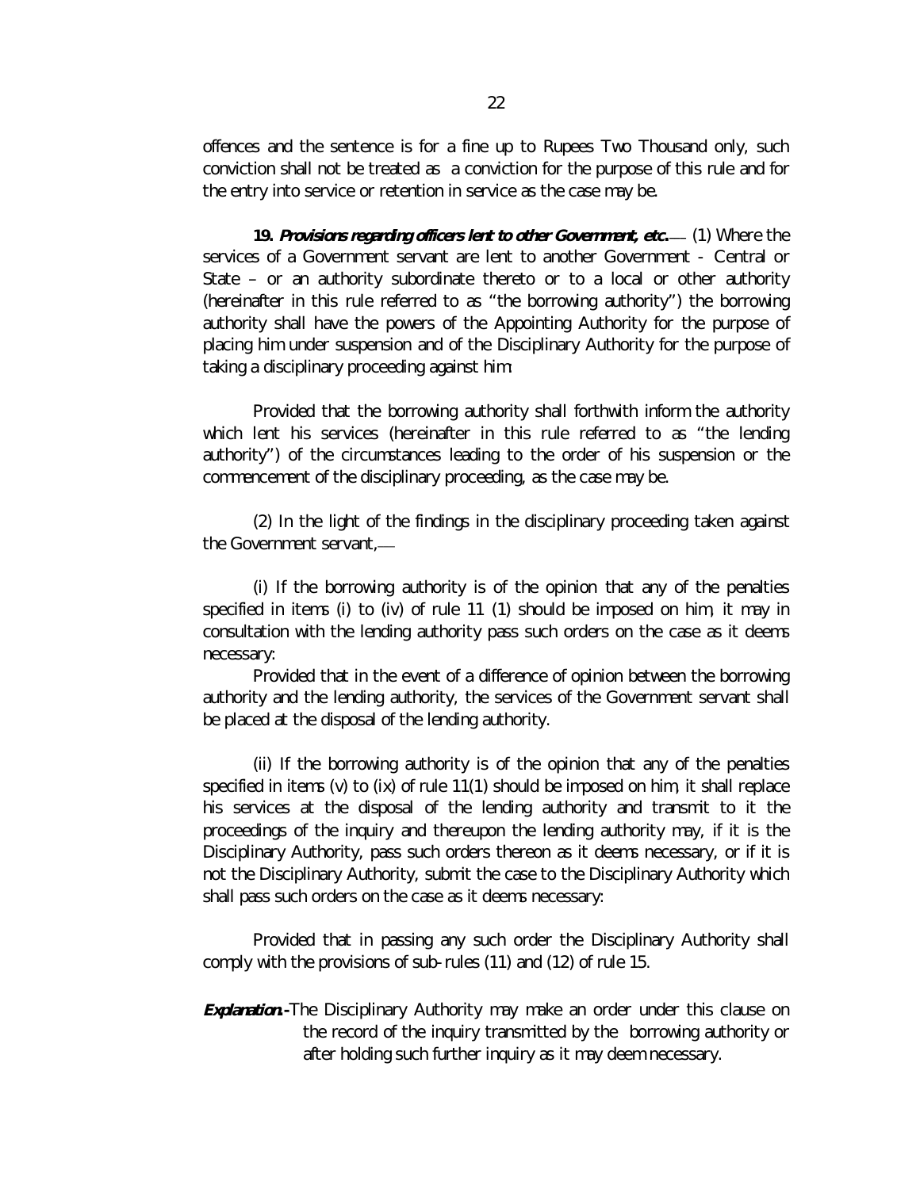offences and the sentence is for a fine up to Rupees Two Thousand only, such conviction shall not be treated as a conviction for the purpose of this rule and for the entry into service or retention in service as the case may be.

**19. *Provisions regarding officers lent to other Government, etc.*—** (1) Where the services of a Government servant are lent to another Government - Central or State – or an authority subordinate thereto or to a local or other authority (hereinafter in this rule referred to as "the borrowing authority") the borrowing authority shall have the powers of the Appointing Authority for the purpose of placing him under suspension and of the Disciplinary Authority for the purpose of taking a disciplinary proceeding against him:

Provided that the borrowing authority shall forthwith inform the authority which lent his services (hereinafter in this rule referred to as "the lending authority") of the circumstances leading to the order of his suspension or the commencement of the disciplinary proceeding, as the case may be.

(2) In the light of the findings in the disciplinary proceeding taken against the Government servant,—

(i) If the borrowing authority is of the opinion that any of the penalties specified in items (i) to (iv) of rule 11 (1) should be imposed on him, it may in consultation with the lending authority pass such orders on the case as it deems necessary:

Provided that in the event of a difference of opinion between the borrowing authority and the lending authority, the services of the Government servant shall be placed at the disposal of the lending authority.

(ii) If the borrowing authority is of the opinion that any of the penalties specified in items (v) to (ix) of rule 11(1) should be imposed on him, it shall replace his services at the disposal of the lending authority and transmit to it the proceedings of the inquiry and thereupon the lending authority may, if it is the Disciplinary Authority, pass such orders thereon as it deems necessary, or if it is not the Disciplinary Authority, submit the case to the Disciplinary Authority which shall pass such orders on the case as it deems necessary:

Provided that in passing any such order the Disciplinary Authority shall comply with the provisions of sub-rules (11) and (12) of rule 15.

***Explanation.-*** The Disciplinary Authority may make an order under this clause on the record of the inquiry transmitted by the borrowing authority or after holding such further inquiry as it may deem necessary.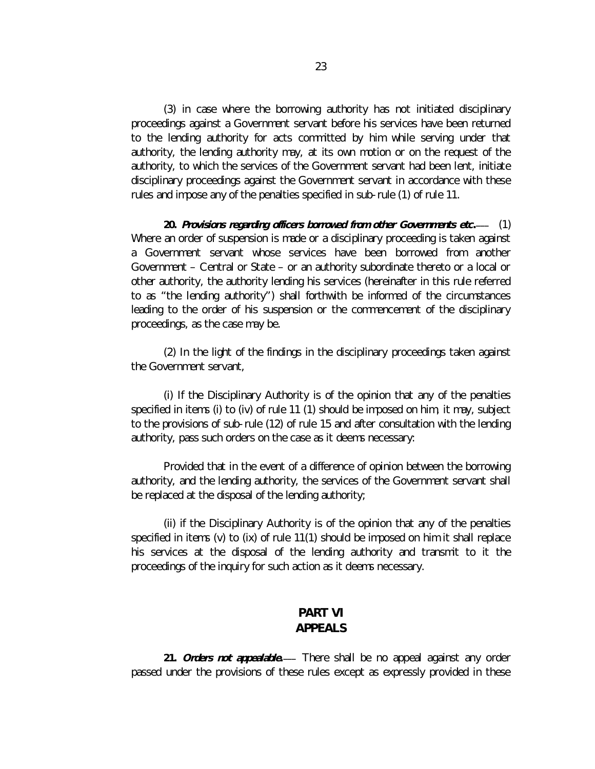(3) in case where the borrowing authority has not initiated disciplinary proceedings against a Government servant before his services have been returned to the lending authority for acts committed by him while serving under that authority, the lending authority may, at its own motion or on the request of the authority, to which the services of the Government servant had been lent, initiate disciplinary proceedings against the Government servant in accordance with these rules and impose any of the penalties specified in sub-rule (1) of rule 11.

**20. *Provisions regarding officers borrowed from other Governments etc.*—** (1) Where an order of suspension is made or a disciplinary proceeding is taken against a Government servant whose services have been borrowed from another Government – Central or State – or an authority subordinate thereto or a local or other authority, the authority lending his services (hereinafter in this rule referred to as "the lending authority") shall forthwith be informed of the circumstances leading to the order of his suspension or the commencement of the disciplinary proceedings, as the case may be.

(2) In the light of the findings in the disciplinary proceedings taken against the Government servant,

(i) If the Disciplinary Authority is of the opinion that any of the penalties specified in items (i) to (iv) of rule 11 (1) should be imposed on him, it may, subject to the provisions of sub-rule (12) of rule 15 and after consultation with the lending authority, pass such orders on the case as it deems necessary:

Provided that in the event of a difference of opinion between the borrowing authority, and the lending authority, the services of the Government servant shall be replaced at the disposal of the lending authority;

(ii) if the Disciplinary Authority is of the opinion that any of the penalties specified in items (v) to (ix) of rule 11(1) should be imposed on him it shall replace his services at the disposal of the lending authority and transmit to it the proceedings of the inquiry for such action as it deems necessary.

## PART VI
## APPEALS

**21. *Orders not appealable*.—** There shall be no appeal against any order passed under the provisions of these rules except as expressly provided in these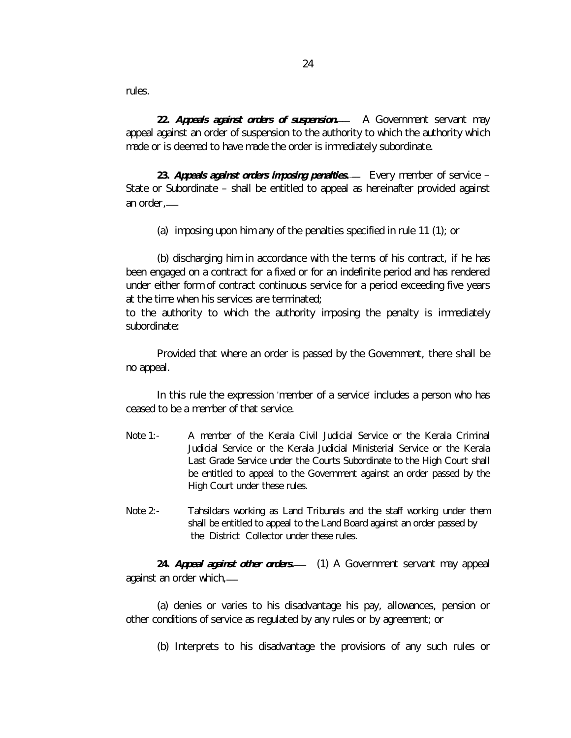rules.

**22. *Appeals against orders of suspension.*—** A Government servant may appeal against an order of suspension to the authority to which the authority which made or is deemed to have made the order is immediately subordinate.

**23. *Appeals against orders imposing penalties.*—** Every member of service – State or Subordinate – shall be entitled to appeal as hereinafter provided against an order,—

(a) imposing upon him any of the penalties specified in rule 11 (1); or

(b) discharging him in accordance with the terms of his contract, if he has been engaged on a contract for a fixed or for an indefinite period and has rendered under either form of contract continuous service for a period exceeding five years at the time when his services are terminated;

to the authority to which the authority imposing the penalty is immediately subordinate:

Provided that where an order is passed by the Government, there shall be no appeal.

In this rule the expression 'member of a service' includes a person who has ceased to be a member of that service.

Note 1:- A member of the Kerala Civil Judicial Service or the Kerala Criminal Judicial Service or the Kerala Judicial Ministerial Service or the Kerala Last Grade Service under the Courts Subordinate to the High Court shall be entitled to appeal to the Government against an order passed by the High Court under these rules.

Note 2:- Tahsildars working as Land Tribunals and the staff working under them shall be entitled to appeal to the Land Board against an order passed by the District Collector under these rules.

**24. *Appeal against other orders.*—** (1) A Government servant may appeal against an order which,—

(a) denies or varies to his disadvantage his pay, allowances, pension or other conditions of service as regulated by any rules or by agreement; or

(b) Interprets to his disadvantage the provisions of any such rules or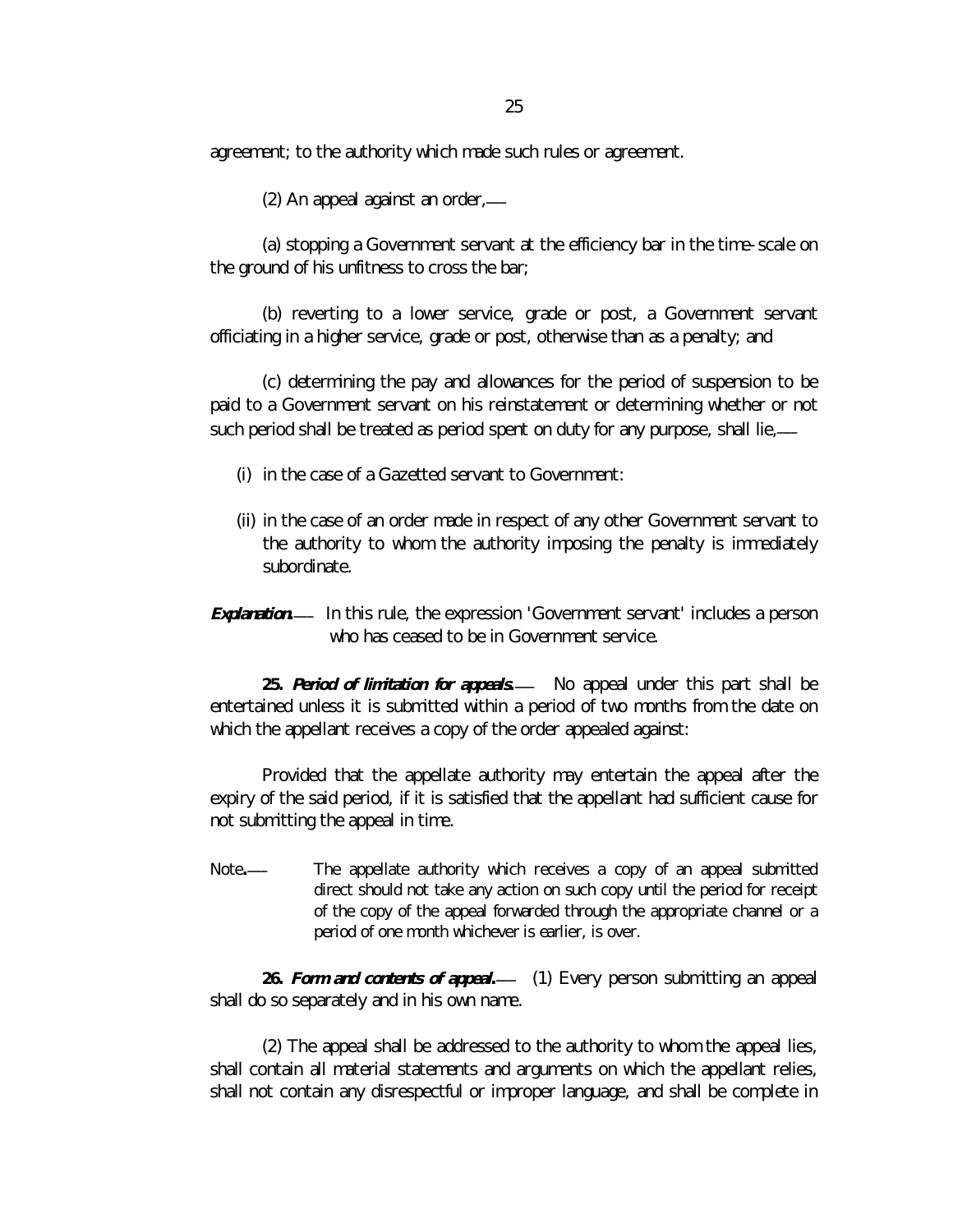agreement; to the authority which made such rules or agreement.

(2) An appeal against an order,—

(a) stopping a Government servant at the efficiency bar in the time-scale on the ground of his unfitness to cross the bar;

(b) reverting to a lower service, grade or post, a Government servant officiating in a higher service, grade or post, otherwise than as a penalty; and

(c) determining the pay and allowances for the period of suspension to be paid to a Government servant on his reinstatement or determining whether or not such period shall be treated as period spent on duty for any purpose, shall lie,—

(i) in the case of a Gazetted servant to Government:

(ii) in the case of an order made in respect of any other Government servant to the authority to whom the authority imposing the penalty is immediately subordinate.

***Explanation*.**— In this rule, the expression 'Government servant' includes a person who has ceased to be in Government service.

**25. *Period of limitation for appeals*.**— No appeal under this part shall be entertained unless it is submitted within a period of two months from the date on which the appellant receives a copy of the order appealed against:

Provided that the appellate authority may entertain the appeal after the expiry of the said period, if it is satisfied that the appellant had sufficient cause for not submitting the appeal in time.

Note.— The appellate authority which receives a copy of an appeal submitted direct should not take any action on such copy until the period for receipt of the copy of the appeal forwarded through the appropriate channel or a period of one month whichever is earlier, is over.

**26. *Form and contents of appeal*.**— (1) Every person submitting an appeal shall do so separately and in his own name.

(2) The appeal shall be addressed to the authority to whom the appeal lies, shall contain all material statements and arguments on which the appellant relies, shall not contain any disrespectful or improper language, and shall be complete in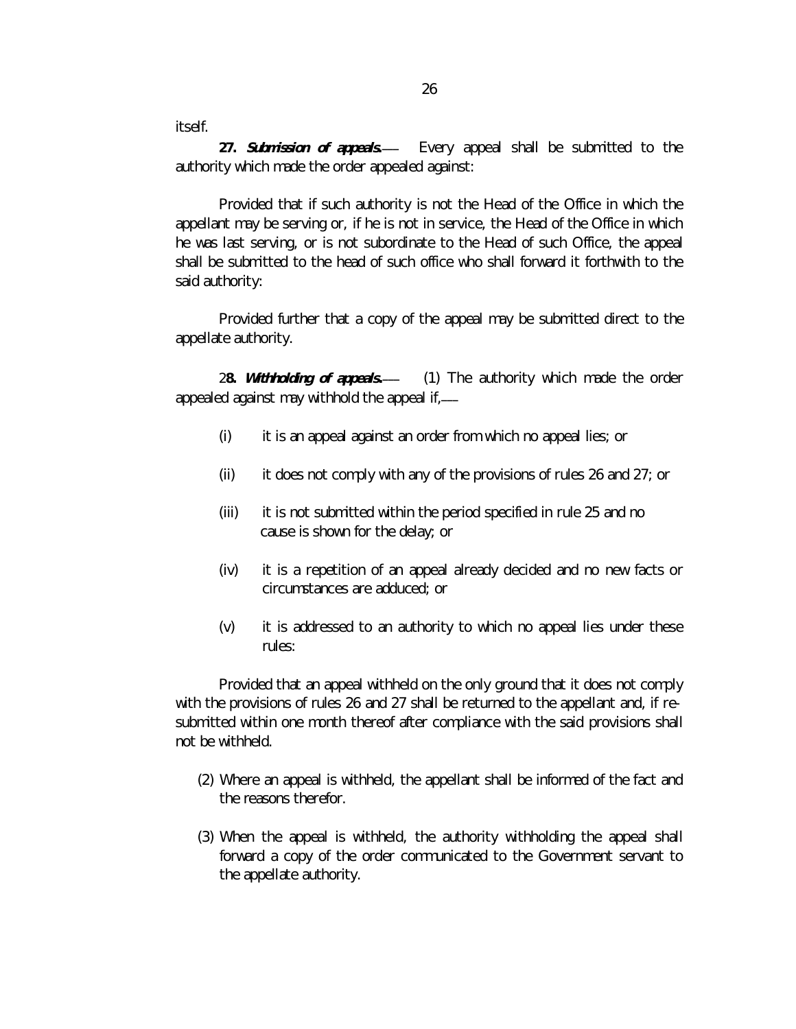itself.

**27. *Submission of appeals.*—** Every appeal shall be submitted to the authority which made the order appealed against:

Provided that if such authority is not the Head of the Office in which the appellant may be serving or, if he is not in service, the Head of the Office in which he was last serving, or is not subordinate to the Head of such Office, the appeal shall be submitted to the head of such office who shall forward it forthwith to the said authority:

Provided further that a copy of the appeal may be submitted direct to the appellate authority.

**28. *Withholding of appeals.*—** (1) The authority which made the order appealed against may withhold the appeal if,—

- (i) it is an appeal against an order from which no appeal lies; or
- (ii) it does not comply with any of the provisions of rules 26 and 27; or
- (iii) it is not submitted within the period specified in rule 25 and no cause is shown for the delay; or
- (iv) it is a repetition of an appeal already decided and no new facts or circumstances are adduced; or
- (v) it is addressed to an authority to which no appeal lies under these rules:

Provided that an appeal withheld on the only ground that it does not comply with the provisions of rules 26 and 27 shall be returned to the appellant and, if re-submitted within one month thereof after compliance with the said provisions shall not be withheld.

(2) Where an appeal is withheld, the appellant shall be informed of the fact and the reasons therefor.

(3) When the appeal is withheld, the authority withholding the appeal shall forward a copy of the order communicated to the Government servant to the appellate authority.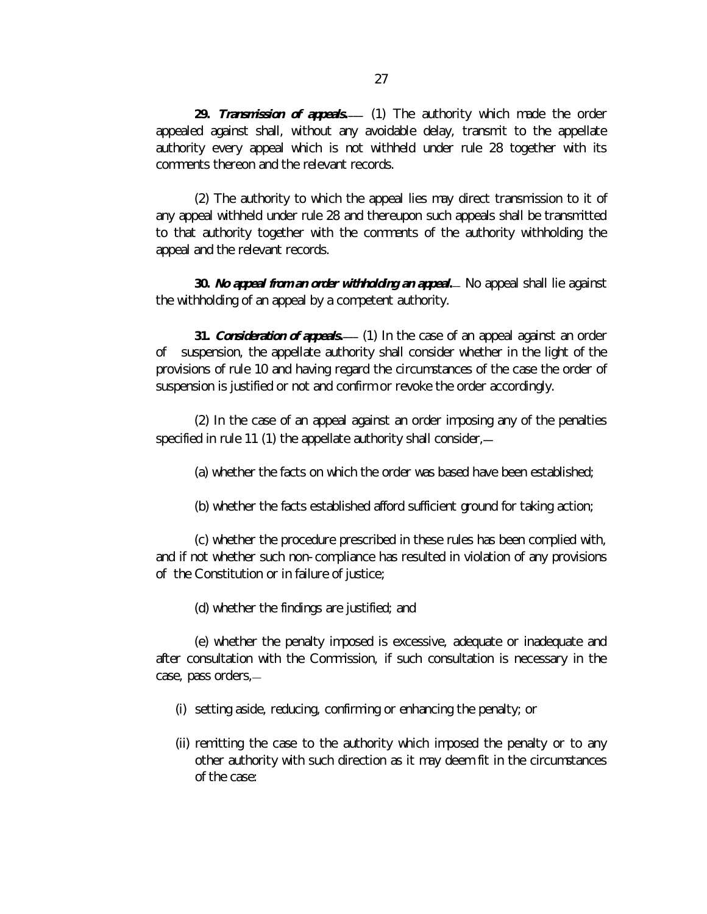**29. *Transmission of appeals.*—** (1) The authority which made the order appealed against shall, without any avoidable delay, transmit to the appellate authority every appeal which is not withheld under rule 28 together with its comments thereon and the relevant records.

(2) The authority to which the appeal lies may direct transmission to it of any appeal withheld under rule 28 and thereupon such appeals shall be transmitted to that authority together with the comments of the authority withholding the appeal and the relevant records.

**30. *No appeal from an order withholding an appeal.*—** No appeal shall lie against the withholding of an appeal by a competent authority.

**31. *Consideration of appeals.*—** (1) In the case of an appeal against an order of suspension, the appellate authority shall consider whether in the light of the provisions of rule 10 and having regard the circumstances of the case the order of suspension is justified or not and confirm or revoke the order accordingly.

(2) In the case of an appeal against an order imposing any of the penalties specified in rule 11 (1) the appellate authority shall consider,—

(a) whether the facts on which the order was based have been established;

(b) whether the facts established afford sufficient ground for taking action;

(c) whether the procedure prescribed in these rules has been complied with, and if not whether such non-compliance has resulted in violation of any provisions of the Constitution or in failure of justice;

(d) whether the findings are justified; and

(e) whether the penalty imposed is excessive, adequate or inadequate and after consultation with the Commission, if such consultation is necessary in the case, pass orders,—

(i) setting aside, reducing, confirming or enhancing the penalty; or

(ii) remitting the case to the authority which imposed the penalty or to any other authority with such direction as it may deem fit in the circumstances of the case: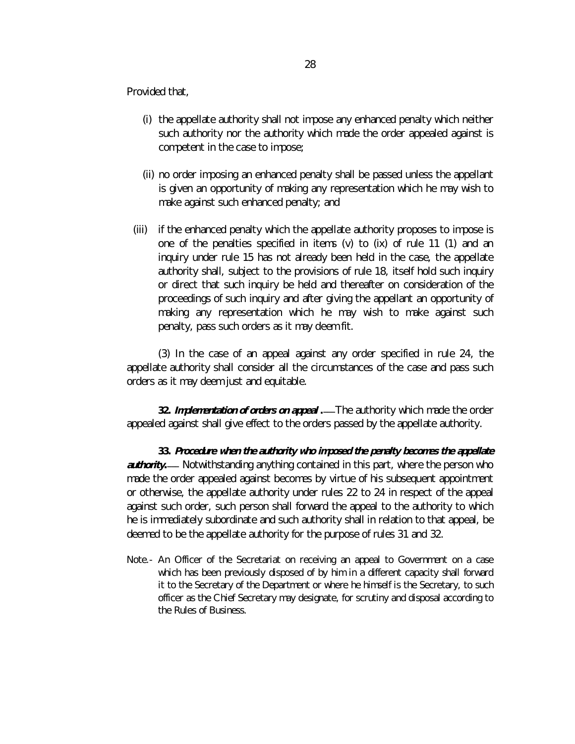Provided that,

(i) the appellate authority shall not impose any enhanced penalty which neither such authority nor the authority which made the order appealed against is competent in the case to impose;

(ii) no order imposing an enhanced penalty shall be passed unless the appellant is given an opportunity of making any representation which he may wish to make against such enhanced penalty; and

(iii) if the enhanced penalty which the appellate authority proposes to impose is one of the penalties specified in items (v) to (ix) of rule 11 (1) and an inquiry under rule 15 has not already been held in the case, the appellate authority shall, subject to the provisions of rule 18, itself hold such inquiry or direct that such inquiry be held and thereafter on consideration of the proceedings of such inquiry and after giving the appellant an opportunity of making any representation which he may wish to make against such penalty, pass such orders as it may deem fit.

(3) In the case of an appeal against any order specified in rule 24, the appellate authority shall consider all the circumstances of the case and pass such orders as it may deem just and equitable.

**32. *Implementation of orders on appeal*.**— The authority which made the order appealed against shall give effect to the orders passed by the appellate authority.

**33. *Procedure when the authority who imposed the penalty becomes the appellate authority*.**— Notwithstanding anything contained in this part, where the person who made the order appealed against becomes by virtue of his subsequent appointment or otherwise, the appellate authority under rules 22 to 24 in respect of the appeal against such order, such person shall forward the appeal to the authority to which he is immediately subordinate and such authority shall in relation to that appeal, be deemed to be the appellate authority for the purpose of rules 31 and 32.

Note.- An Officer of the Secretariat on receiving an appeal to Government on a case which has been previously disposed of by him in a different capacity shall forward it to the Secretary of the Department or where he himself is the Secretary, to such officer as the Chief Secretary may designate, for scrutiny and disposal according to the Rules of Business.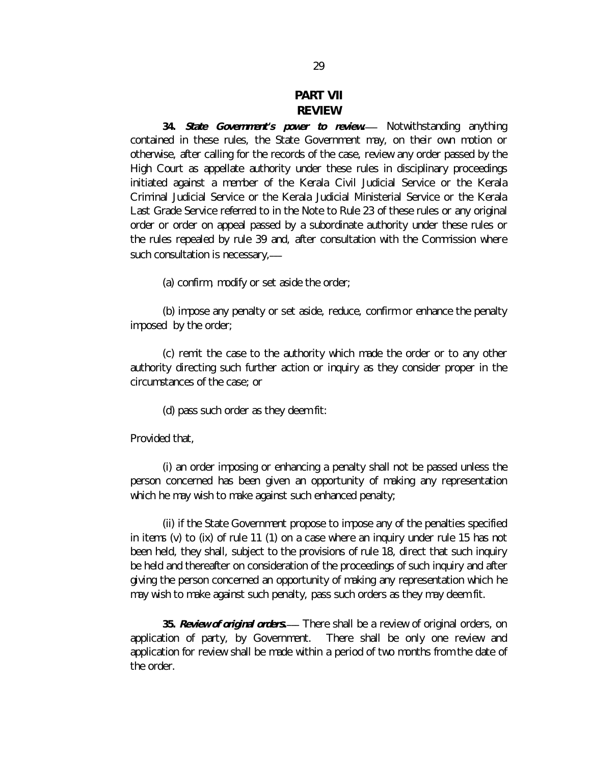## PART VII
## REVIEW

**34.** ***State Government's power to review.***— Notwithstanding anything contained in these rules, the State Government may, on their own motion or otherwise, after calling for the records of the case, review any order passed by the High Court as appellate authority under these rules in disciplinary proceedings initiated against a member of the Kerala Civil Judicial Service or the Kerala Criminal Judicial Service or the Kerala Judicial Ministerial Service or the Kerala Last Grade Service referred to in the Note to Rule 23 of these rules or any original order or order on appeal passed by a subordinate authority under these rules or the rules repealed by rule 39 and, after consultation with the Commission where such consultation is necessary,—

(a) confirm, modify or set aside the order;

(b) impose any penalty or set aside, reduce, confirm or enhance the penalty imposed by the order;

(c) remit the case to the authority which made the order or to any other authority directing such further action or inquiry as they consider proper in the circumstances of the case; or

(d) pass such order as they deem fit:

Provided that,

(i) an order imposing or enhancing a penalty shall not be passed unless the person concerned has been given an opportunity of making any representation which he may wish to make against such enhanced penalty;

(ii) if the State Government propose to impose any of the penalties specified in items (v) to (ix) of rule 11 (1) on a case where an inquiry under rule 15 has not been held, they shall, subject to the provisions of rule 18, direct that such inquiry be held and thereafter on consideration of the proceedings of such inquiry and after giving the person concerned an opportunity of making any representation which he may wish to make against such penalty, pass such orders as they may deem fit.

**35.** ***Review of original orders.***— There shall be a review of original orders, on application of party, by Government. There shall be only one review and application for review shall be made within a period of two months from the date of the order.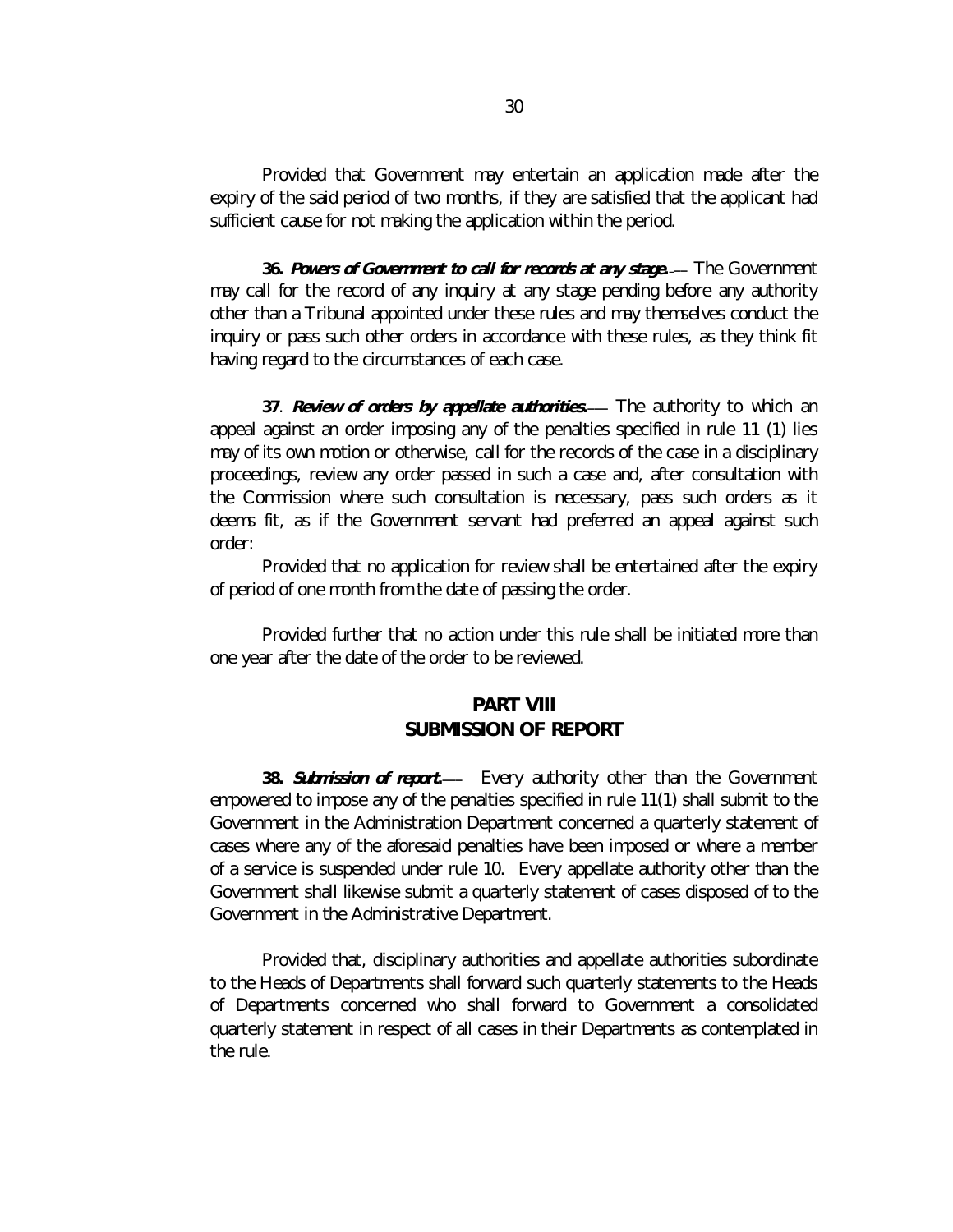Provided that Government may entertain an application made after the expiry of the said period of two months, if they are satisfied that the applicant had sufficient cause for not making the application within the period.

**36. *Powers of Government to call for records at any stage*.**— The Government may call for the record of any inquiry at any stage pending before any authority other than a Tribunal appointed under these rules and may themselves conduct the inquiry or pass such other orders in accordance with these rules, as they think fit having regard to the circumstances of each case.

**37**. ***Review of orders by appellate authorities*.**— The authority to which an appeal against an order imposing any of the penalties specified in rule 11 (1) lies may of its own motion or otherwise, call for the records of the case in a disciplinary proceedings, review any order passed in such a case and, after consultation with the Commission where such consultation is necessary, pass such orders as it deems fit, as if the Government servant had preferred an appeal against such order:

Provided that no application for review shall be entertained after the expiry of period of one month from the date of passing the order.

Provided further that no action under this rule shall be initiated more than one year after the date of the order to be reviewed.

## PART VIII
## SUBMISSION OF REPORT

**38. *Submission of report*.**— Every authority other than the Government empowered to impose any of the penalties specified in rule 11(1) shall submit to the Government in the Administration Department concerned a quarterly statement of cases where any of the aforesaid penalties have been imposed or where a member of a service is suspended under rule 10. Every appellate authority other than the Government shall likewise submit a quarterly statement of cases disposed of to the Government in the Administrative Department.

Provided that, disciplinary authorities and appellate authorities subordinate to the Heads of Departments shall forward such quarterly statements to the Heads of Departments concerned who shall forward to Government a consolidated quarterly statement in respect of all cases in their Departments as contemplated in the rule.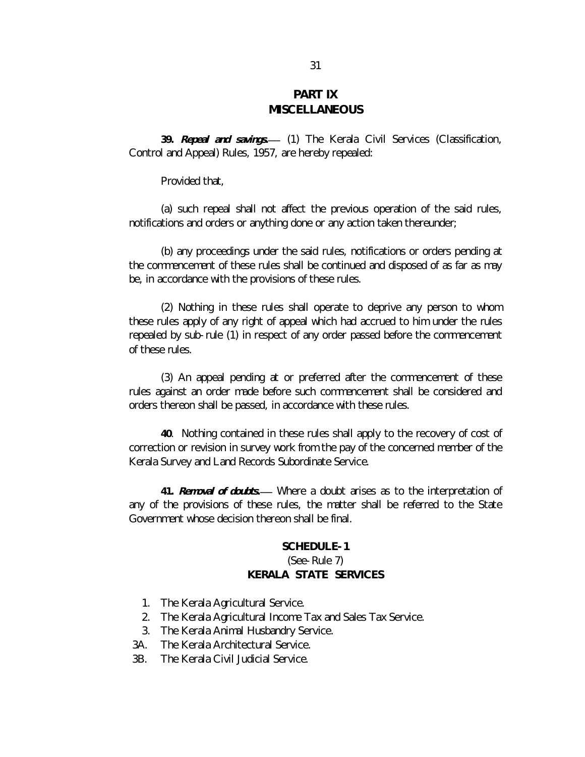## PART IX
## MISCELLANEOUS

**39. *Repeal and savings.*—** (1) The Kerala Civil Services (Classification, Control and Appeal) Rules, 1957, are hereby repealed:

Provided that,

(a) such repeal shall not affect the previous operation of the said rules, notifications and orders or anything done or any action taken thereunder;

(b) any proceedings under the said rules, notifications or orders pending at the commencement of these rules shall be continued and disposed of as far as may be, in accordance with the provisions of these rules.

(2) Nothing in these rules shall operate to deprive any person to whom these rules apply of any right of appeal which had accrued to him under the rules repealed by sub-rule (1) in respect of any order passed before the commencement of these rules.

(3) An appeal pending at or preferred after the commencement of these rules against an order made before such commencement shall be considered and orders thereon shall be passed, in accordance with these rules.

**40**. Nothing contained in these rules shall apply to the recovery of cost of correction or revision in survey work from the pay of the concerned member of the Kerala Survey and Land Records Subordinate Service.

**41. *Removal of doubts.*—** Where a doubt arises as to the interpretation of any of the provisions of these rules, the matter shall be referred to the State Government whose decision thereon shall be final.

### SCHEDULE-1
(See-Rule 7)
### KERALA STATE SERVICES

1. The Kerala Agricultural Service.
2. The Kerala Agricultural Income Tax and Sales Tax Service.
3. The Kerala Animal Husbandry Service.

3A. The Kerala Architectural Service.

3B. The Kerala Civil Judicial Service.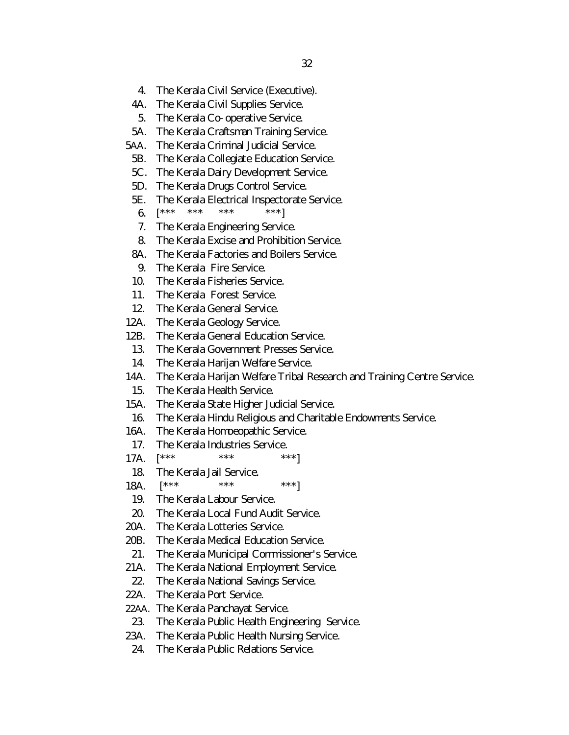4. The Kerala Civil Service (Executive).
4A. The Kerala Civil Supplies Service.
5. The Kerala Co-operative Service.
5A. The Kerala Craftsman Training Service.
5AA. The Kerala Criminal Judicial Service.
5B. The Kerala Collegiate Education Service.
5C. The Kerala Dairy Development Service.
5D. The Kerala Drugs Control Service.
5E. The Kerala Electrical Inspectorate Service.
6. [*** *** *** ***]
7. The Kerala Engineering Service.
8. The Kerala Excise and Prohibition Service.
8A. The Kerala Factories and Boilers Service.
9. The Kerala Fire Service.
10. The Kerala Fisheries Service.
11. The Kerala Forest Service.
12. The Kerala General Service.
12A. The Kerala Geology Service.
12B. The Kerala General Education Service.
13. The Kerala Government Presses Service.
14. The Kerala Harijan Welfare Service.
14A. The Kerala Harijan Welfare Tribal Research and Training Centre Service.
15. The Kerala Health Service.
15A. The Kerala State Higher Judicial Service.
16. The Kerala Hindu Religious and Charitable Endowments Service.
16A. The Kerala Homoeopathic Service.
17. The Kerala Industries Service.
17A. [*** *** ***]
18. The Kerala Jail Service.
18A. [*** *** ***]
19. The Kerala Labour Service.
20. The Kerala Local Fund Audit Service.
20A. The Kerala Lotteries Service.
20B. The Kerala Medical Education Service.
21. The Kerala Municipal Commissioner's Service.
21A. The Kerala National Employment Service.
22. The Kerala National Savings Service.
22A. The Kerala Port Service.
22AA. The Kerala Panchayat Service.
23. The Kerala Public Health Engineering Service.
23A. The Kerala Public Health Nursing Service.
24. The Kerala Public Relations Service.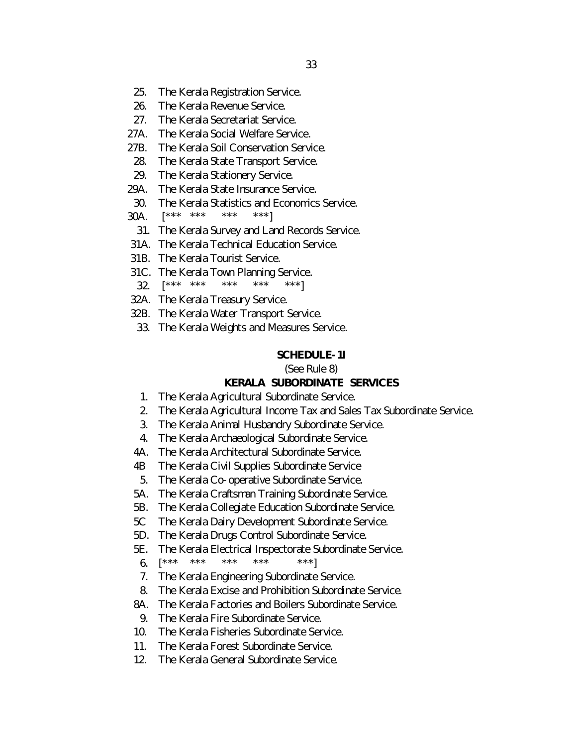25. The Kerala Registration Service.
26. The Kerala Revenue Service.
27. The Kerala Secretariat Service.
27A. The Kerala Social Welfare Service.
27B. The Kerala Soil Conservation Service.
28. The Kerala State Transport Service.
29. The Kerala Stationery Service.
29A. The Kerala State Insurance Service.
30. The Kerala Statistics and Economics Service.
30A. [*** *** *** ***]
31. The Kerala Survey and Land Records Service.
31A. The Kerala Technical Education Service.
31B. The Kerala Tourist Service.
31C. The Kerala Town Planning Service.
32. [*** *** *** *** ***]
32A. The Kerala Treasury Service.
32B. The Kerala Water Transport Service.
33. The Kerala Weights and Measures Service.

**SCHEDULE-1I**

(See Rule 8)

**KERALA SUBORDINATE SERVICES**

1. The Kerala Agricultural Subordinate Service.
2. The Kerala Agricultural Income Tax and Sales Tax Subordinate Service.
3. The Kerala Animal Husbandry Subordinate Service.
4. The Kerala Archaeological Subordinate Service.
4A. The Kerala Architectural Subordinate Service.
4B The Kerala Civil Supplies Subordinate Service
5. The Kerala Co-operative Subordinate Service.
5A. The Kerala Craftsman Training Subordinate Service.
5B. The Kerala Collegiate Education Subordinate Service.
5C The Kerala Dairy Development Subordinate Service.
5D. The Kerala Drugs Control Subordinate Service.
5E. The Kerala Electrical Inspectorate Subordinate Service.
6. [*** *** *** *** ***]
7. The Kerala Engineering Subordinate Service.
8. The Kerala Excise and Prohibition Subordinate Service.
8A. The Kerala Factories and Boilers Subordinate Service.
9. The Kerala Fire Subordinate Service.
10. The Kerala Fisheries Subordinate Service.
11. The Kerala Forest Subordinate Service.
12. The Kerala General Subordinate Service.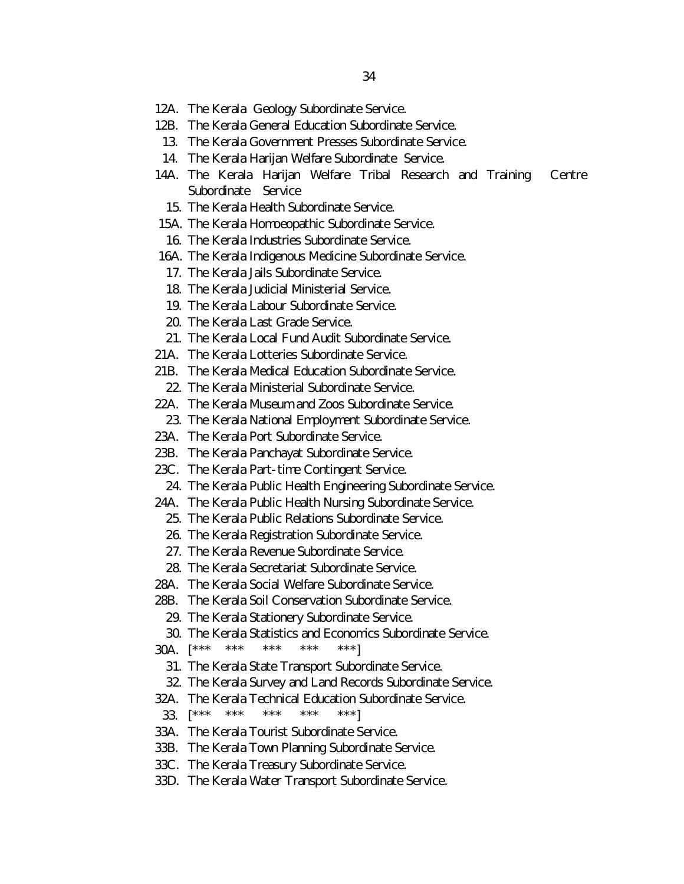12A. The Kerala Geology Subordinate Service.

12B. The Kerala General Education Subordinate Service.

13. The Kerala Government Presses Subordinate Service.

14. The Kerala Harijan Welfare Subordinate Service.

14A. The Kerala Harijan Welfare Tribal Research and Training Centre Subordinate Service

15. The Kerala Health Subordinate Service.

15A. The Kerala Homoeopathic Subordinate Service.

16. The Kerala Industries Subordinate Service.

16A. The Kerala Indigenous Medicine Subordinate Service.

17. The Kerala Jails Subordinate Service.

18. The Kerala Judicial Ministerial Service.

19. The Kerala Labour Subordinate Service.

20. The Kerala Last Grade Service.

21. The Kerala Local Fund Audit Subordinate Service.

21A. The Kerala Lotteries Subordinate Service.

21B. The Kerala Medical Education Subordinate Service.

22. The Kerala Ministerial Subordinate Service.

22A. The Kerala Museum and Zoos Subordinate Service.

23. The Kerala National Employment Subordinate Service.

23A. The Kerala Port Subordinate Service.

23B. The Kerala Panchayat Subordinate Service.

23C. The Kerala Part-time Contingent Service.

24. The Kerala Public Health Engineering Subordinate Service.

24A. The Kerala Public Health Nursing Subordinate Service.

25. The Kerala Public Relations Subordinate Service.

26. The Kerala Registration Subordinate Service.

27. The Kerala Revenue Subordinate Service.

28. The Kerala Secretariat Subordinate Service.

28A. The Kerala Social Welfare Subordinate Service.

28B. The Kerala Soil Conservation Subordinate Service.

29. The Kerala Stationery Subordinate Service.

30. The Kerala Statistics and Economics Subordinate Service.

30A. [*** *** *** *** ***]

31. The Kerala State Transport Subordinate Service.

32. The Kerala Survey and Land Records Subordinate Service.

32A. The Kerala Technical Education Subordinate Service.

33. [*** *** *** *** ***]

33A. The Kerala Tourist Subordinate Service.

33B. The Kerala Town Planning Subordinate Service.

33C. The Kerala Treasury Subordinate Service.

33D. The Kerala Water Transport Subordinate Service.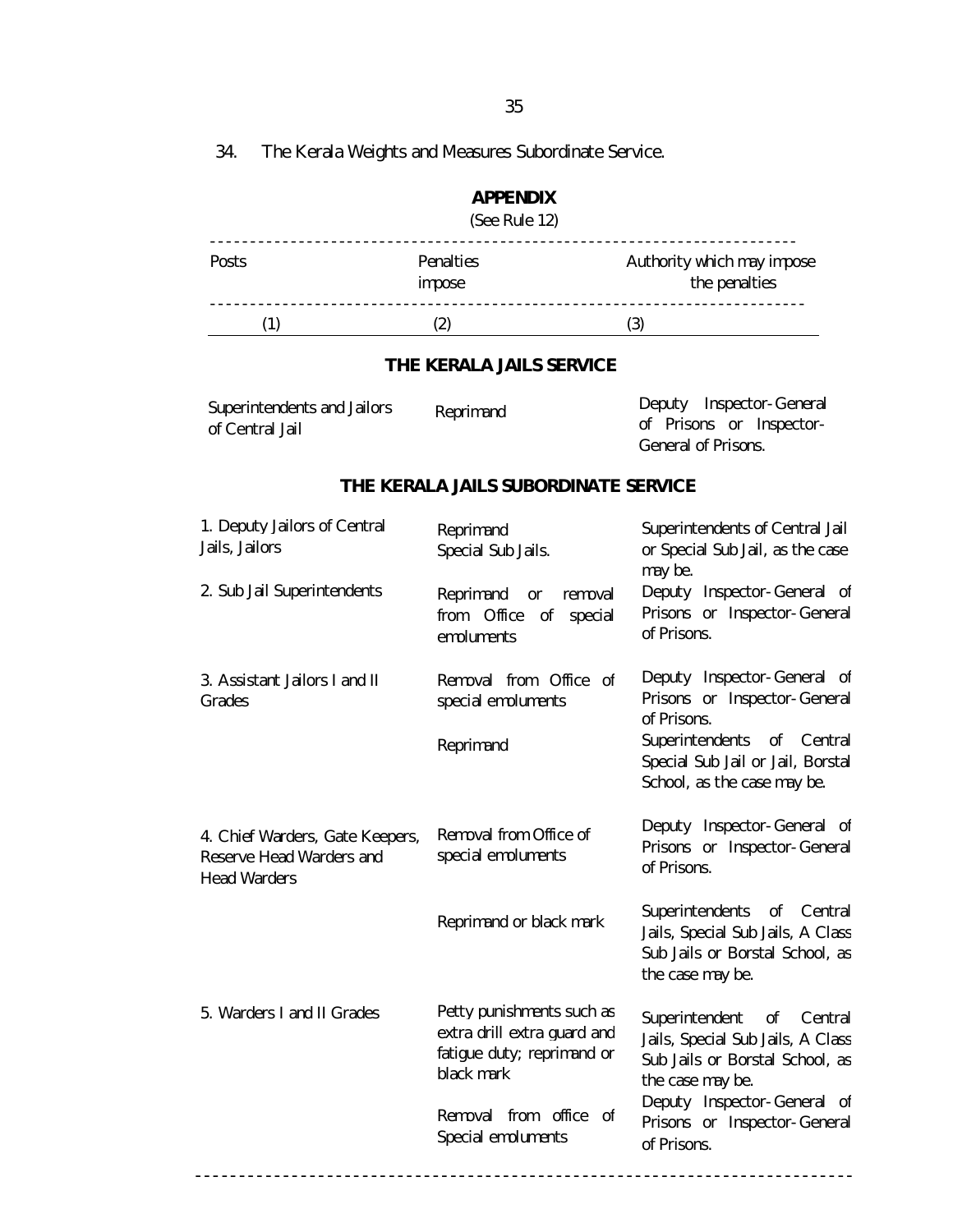34. The Kerala Weights and Measures Subordinate Service.

## APPENDIX

(See Rule 12)

| Posts | Penalties impose | Authority which may impose the penalties |
|---|---|---|
| (1) | (2) | (3) |
| **THE KERALA JAILS SERVICE** | | |
| Superintendents and Jailors of Central Jail | Reprimand | Deputy Inspector-General of Prisons or Inspector-General of Prisons. |
| **THE KERALA JAILS SUBORDINATE SERVICE** | | |
| 1. Deputy Jailors of Central Jails, Jailors | Reprimand Special Sub Jails. | Superintendents of Central Jail or Special Sub Jail, as the case may be. |
| 2. Sub Jail Superintendents | Reprimand or removal from Office of special emoluments | Deputy Inspector-General of Prisons or Inspector-General of Prisons. |
| 3. Assistant Jailors I and II Grades | Removal from Office of special emoluments | Deputy Inspector-General of Prisons or Inspector-General of Prisons. |
| | Reprimand | Superintendents of Central Special Sub Jail or Jail, Borstal School, as the case may be. |
| 4. Chief Warders, Gate Keepers, Reserve Head Warders and Head Warders | Removal from Office of special emoluments | Deputy Inspector-General of Prisons or Inspector-General of Prisons. |
| | Reprimand or black mark | Superintendents of Central Jails, Special Sub Jails, A Class Sub Jails or Borstal School, as the case may be. |
| 5. Warders I and II Grades | Petty punishments such as extra drill extra guard and fatigue duty; reprimand or black mark | Superintendent of Central Jails, Special Sub Jails, A Class Sub Jails or Borstal School, as the case may be. |
| | Removal from office of Special emoluments | Deputy Inspector-General of Prisons or Inspector-General of Prisons. |